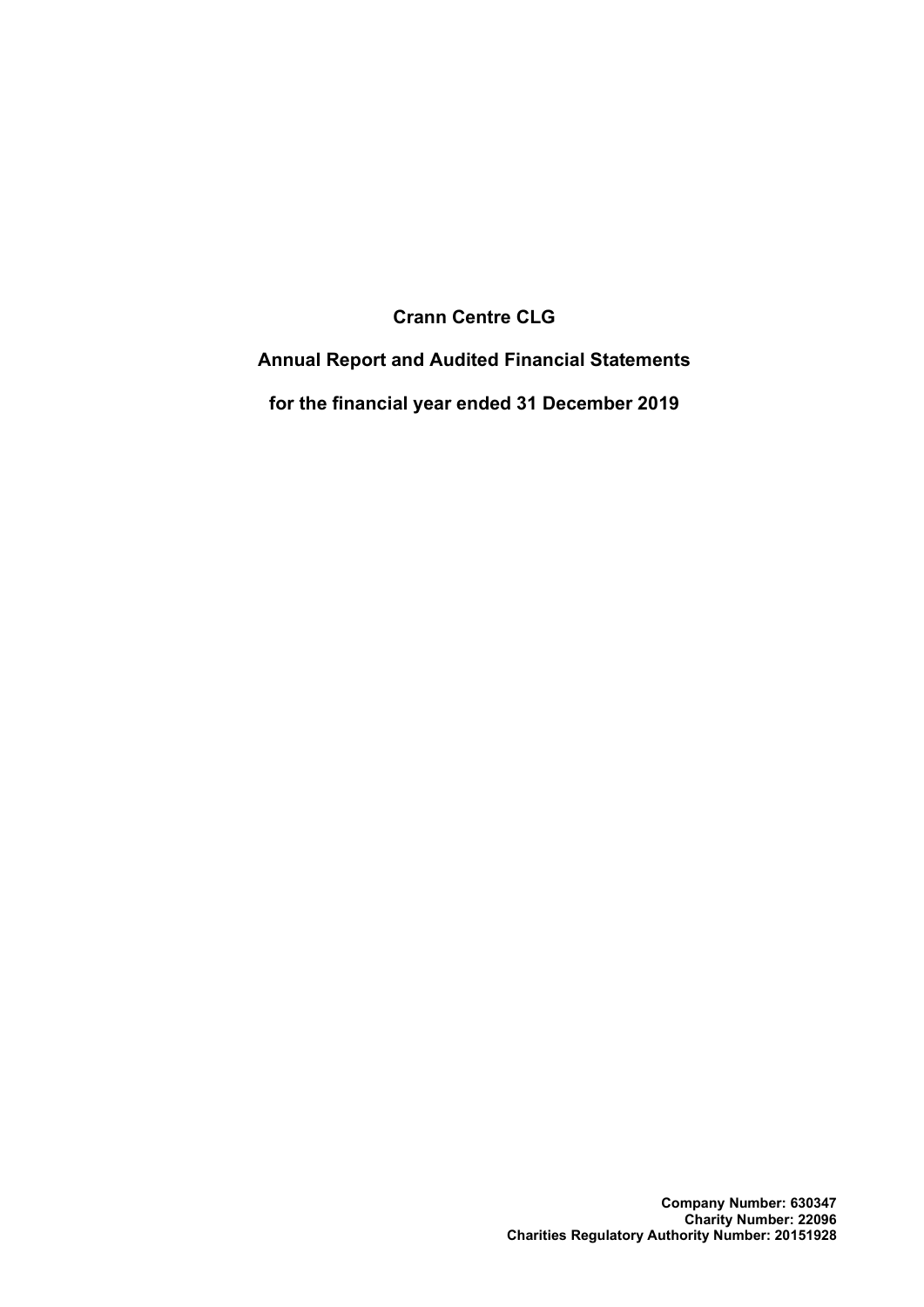# Crann Centre CLG

## Annual Report and Audited Financial Statements

## for the financial year ended 31 December 2019

**Company Number: 630347**
**Charity Number: 22096**
**Charities Regulatory Authority Number: 20151928**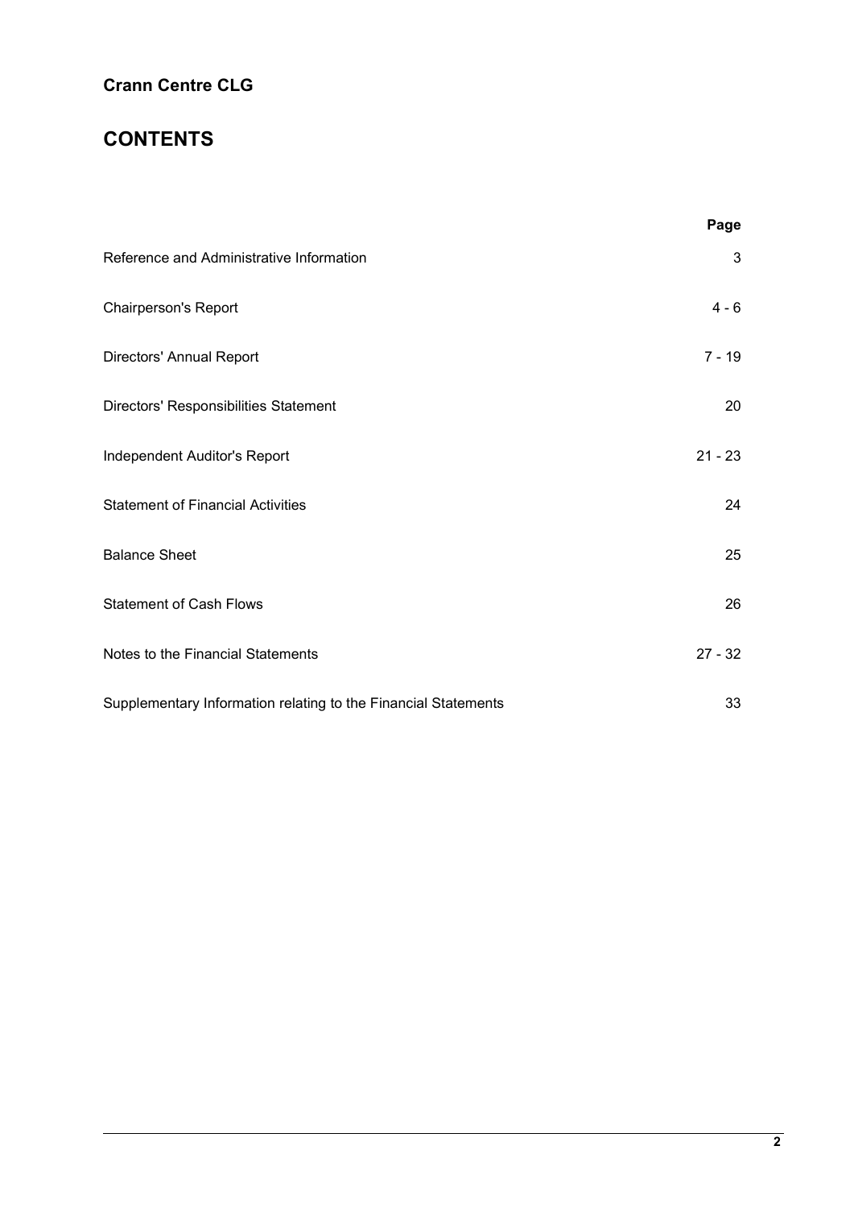**Crann Centre CLG**

# CONTENTS

| | Page |
|---|---|
| Reference and Administrative Information | 3 |
| Chairperson's Report | 4 - 6 |
| Directors' Annual Report | 7 - 19 |
| Directors' Responsibilities Statement | 20 |
| Independent Auditor's Report | 21 - 23 |
| Statement of Financial Activities | 24 |
| Balance Sheet | 25 |
| Statement of Cash Flows | 26 |
| Notes to the Financial Statements | 27 - 32 |
| Supplementary Information relating to the Financial Statements | 33 |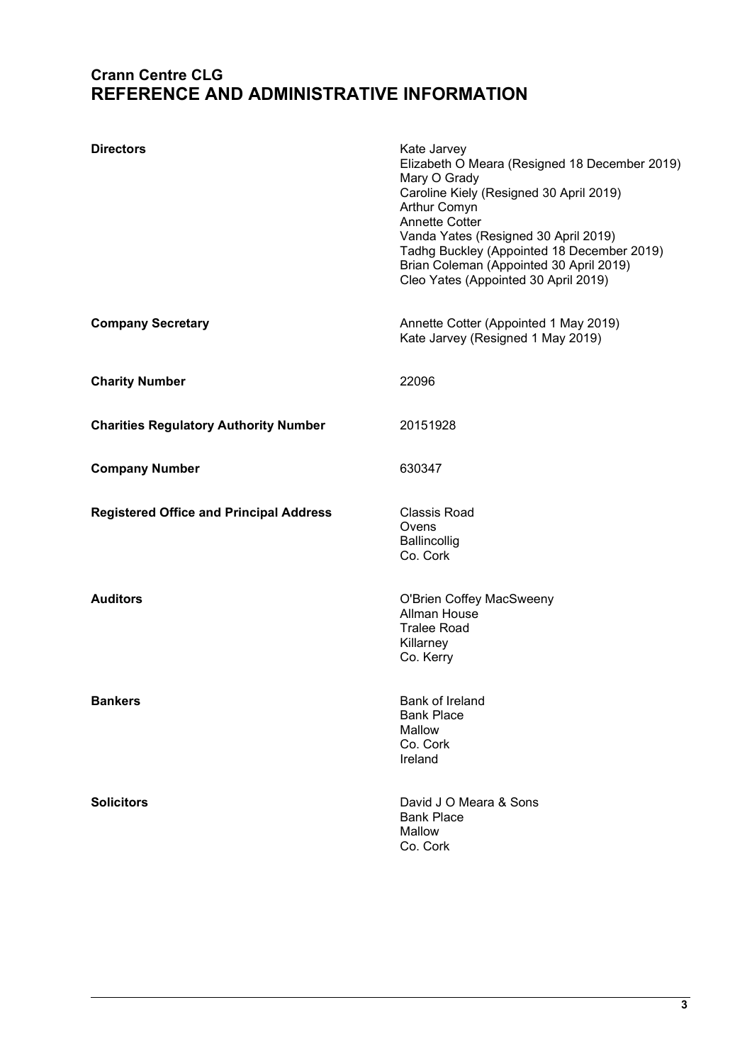# Crann Centre CLG
# REFERENCE AND ADMINISTRATIVE INFORMATION

| | |
|---|---|
| **Directors** | Kate Jarvey<br>Elizabeth O Meara (Resigned 18 December 2019)<br>Mary O Grady<br>Caroline Kiely (Resigned 30 April 2019)<br>Arthur Comyn<br>Annette Cotter<br>Vanda Yates (Resigned 30 April 2019)<br>Tadhg Buckley (Appointed 18 December 2019)<br>Brian Coleman (Appointed 30 April 2019)<br>Cleo Yates (Appointed 30 April 2019) |
| **Company Secretary** | Annette Cotter (Appointed 1 May 2019)<br>Kate Jarvey (Resigned 1 May 2019) |
| **Charity Number** | 22096 |
| **Charities Regulatory Authority Number** | 20151928 |
| **Company Number** | 630347 |
| **Registered Office and Principal Address** | Classis Road<br>Ovens<br>Ballincollig<br>Co. Cork |
| **Auditors** | O'Brien Coffey MacSweeny<br>Allman House<br>Tralee Road<br>Killarney<br>Co. Kerry |
| **Bankers** | Bank of Ireland<br>Bank Place<br>Mallow<br>Co. Cork<br>Ireland |
| **Solicitors** | David J O Meara & Sons<br>Bank Place<br>Mallow<br>Co. Cork |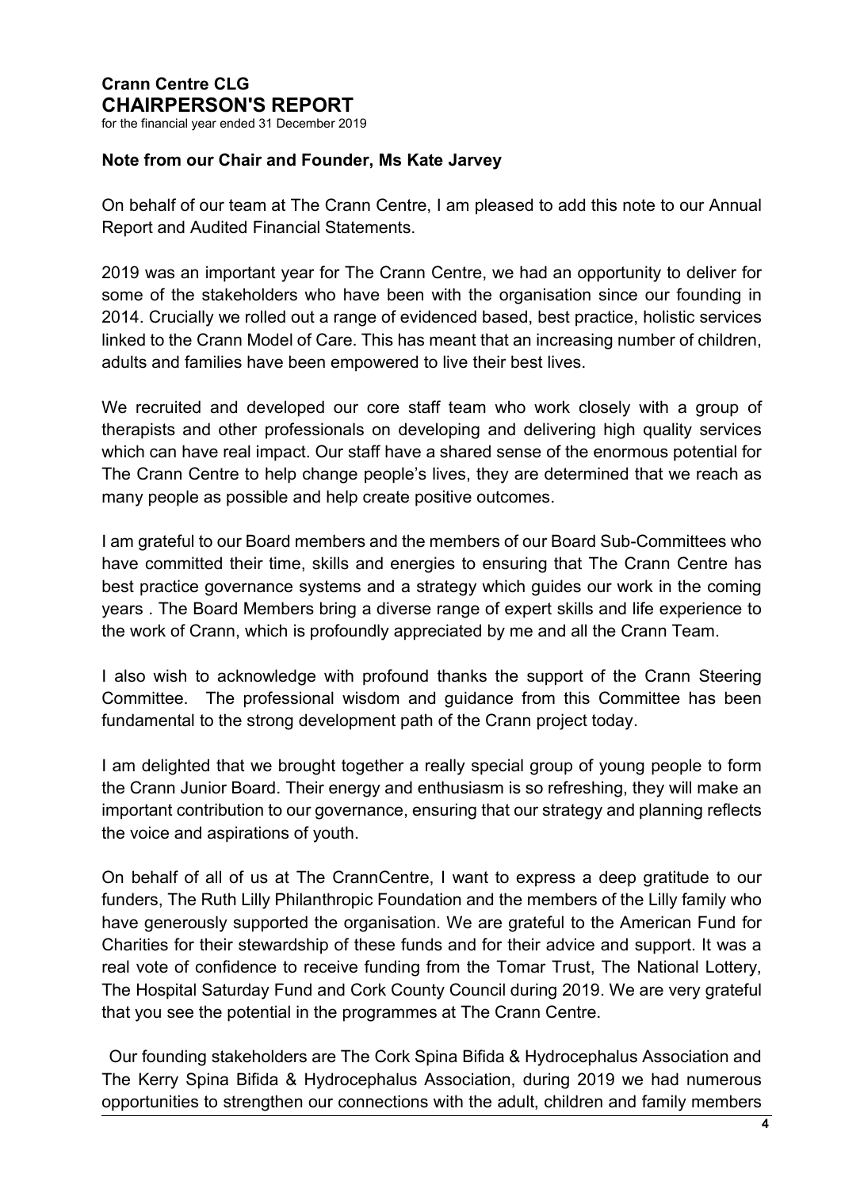# Crann Centre CLG
# CHAIRPERSON'S REPORT

for the financial year ended 31 December 2019

**Note from our Chair and Founder, Ms Kate Jarvey**

On behalf of our team at The Crann Centre, I am pleased to add this note to our Annual Report and Audited Financial Statements.

2019 was an important year for The Crann Centre, we had an opportunity to deliver for some of the stakeholders who have been with the organisation since our founding in 2014. Crucially we rolled out a range of evidenced based, best practice, holistic services linked to the Crann Model of Care. This has meant that an increasing number of children, adults and families have been empowered to live their best lives.

We recruited and developed our core staff team who work closely with a group of therapists and other professionals on developing and delivering high quality services which can have real impact. Our staff have a shared sense of the enormous potential for The Crann Centre to help change people's lives, they are determined that we reach as many people as possible and help create positive outcomes.

I am grateful to our Board members and the members of our Board Sub-Committees who have committed their time, skills and energies to ensuring that The Crann Centre has best practice governance systems and a strategy which guides our work in the coming years . The Board Members bring a diverse range of expert skills and life experience to the work of Crann, which is profoundly appreciated by me and all the Crann Team.

I also wish to acknowledge with profound thanks the support of the Crann Steering Committee. The professional wisdom and guidance from this Committee has been fundamental to the strong development path of the Crann project today.

I am delighted that we brought together a really special group of young people to form the Crann Junior Board. Their energy and enthusiasm is so refreshing, they will make an important contribution to our governance, ensuring that our strategy and planning reflects the voice and aspirations of youth.

On behalf of all of us at The CrannCentre, I want to express a deep gratitude to our funders, The Ruth Lilly Philanthropic Foundation and the members of the Lilly family who have generously supported the organisation. We are grateful to the American Fund for Charities for their stewardship of these funds and for their advice and support. It was a real vote of confidence to receive funding from the Tomar Trust, The National Lottery, The Hospital Saturday Fund and Cork County Council during 2019. We are very grateful that you see the potential in the programmes at The Crann Centre.

Our founding stakeholders are The Cork Spina Bifida & Hydrocephalus Association and The Kerry Spina Bifida & Hydrocephalus Association, during 2019 we had numerous opportunities to strengthen our connections with the adult, children and family members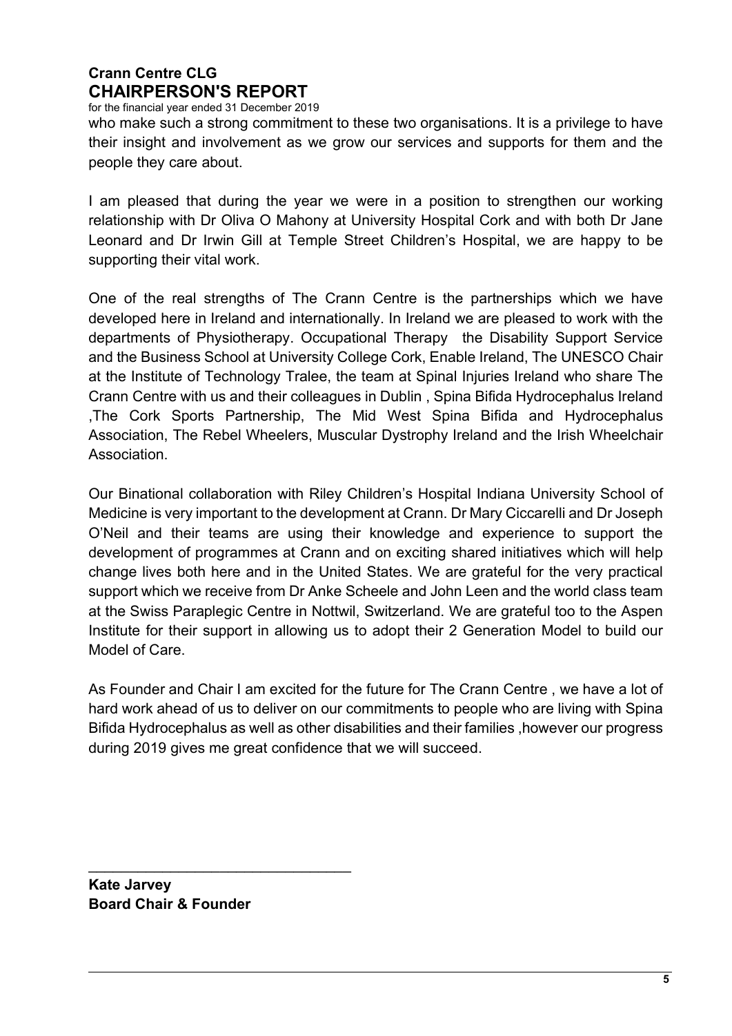**Crann Centre CLG**
## CHAIRPERSON'S REPORT
for the financial year ended 31 December 2019

who make such a strong commitment to these two organisations. It is a privilege to have their insight and involvement as we grow our services and supports for them and the people they care about.

I am pleased that during the year we were in a position to strengthen our working relationship with Dr Oliva O Mahony at University Hospital Cork and with both Dr Jane Leonard and Dr Irwin Gill at Temple Street Children's Hospital, we are happy to be supporting their vital work.

One of the real strengths of The Crann Centre is the partnerships which we have developed here in Ireland and internationally. In Ireland we are pleased to work with the departments of Physiotherapy. Occupational Therapy the Disability Support Service and the Business School at University College Cork, Enable Ireland, The UNESCO Chair at the Institute of Technology Tralee, the team at Spinal Injuries Ireland who share The Crann Centre with us and their colleagues in Dublin , Spina Bifida Hydrocephalus Ireland ,The Cork Sports Partnership, The Mid West Spina Bifida and Hydrocephalus Association, The Rebel Wheelers, Muscular Dystrophy Ireland and the Irish Wheelchair Association.

Our Binational collaboration with Riley Children's Hospital Indiana University School of Medicine is very important to the development at Crann. Dr Mary Ciccarelli and Dr Joseph O'Neil and their teams are using their knowledge and experience to support the development of programmes at Crann and on exciting shared initiatives which will help change lives both here and in the United States. We are grateful for the very practical support which we receive from Dr Anke Scheele and John Leen and the world class team at the Swiss Paraplegic Centre in Nottwil, Switzerland. We are grateful too to the Aspen Institute for their support in allowing us to adopt their 2 Generation Model to build our Model of Care.

As Founder and Chair I am excited for the future for The Crann Centre , we have a lot of hard work ahead of us to deliver on our commitments to people who are living with Spina Bifida Hydrocephalus as well as other disabilities and their families ,however our progress during 2019 gives me great confidence that we will succeed.

\_\_\_\_\_\_\_\_\_\_\_\_\_\_\_\_\_\_\_\_\_\_\_\_\_\_\_\_\_\_\_\_

**Kate Jarvey**
**Board Chair & Founder**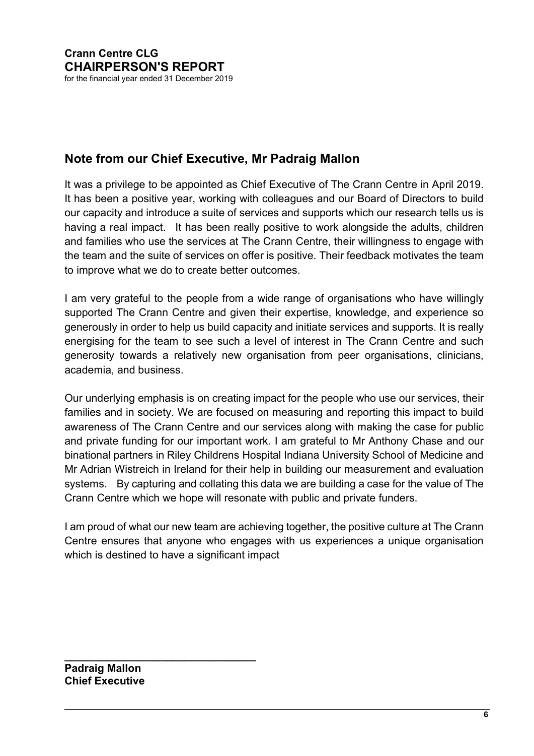**Crann Centre CLG**
**CHAIRPERSON'S REPORT**
for the financial year ended 31 December 2019

## Note from our Chief Executive, Mr Padraig Mallon

It was a privilege to be appointed as Chief Executive of The Crann Centre in April 2019. It has been a positive year, working with colleagues and our Board of Directors to build our capacity and introduce a suite of services and supports which our research tells us is having a real impact. It has been really positive to work alongside the adults, children and families who use the services at The Crann Centre, their willingness to engage with the team and the suite of services on offer is positive. Their feedback motivates the team to improve what we do to create better outcomes.

I am very grateful to the people from a wide range of organisations who have willingly supported The Crann Centre and given their expertise, knowledge, and experience so generously in order to help us build capacity and initiate services and supports. It is really energising for the team to see such a level of interest in The Crann Centre and such generosity towards a relatively new organisation from peer organisations, clinicians, academia, and business.

Our underlying emphasis is on creating impact for the people who use our services, their families and in society. We are focused on measuring and reporting this impact to build awareness of The Crann Centre and our services along with making the case for public and private funding for our important work. I am grateful to Mr Anthony Chase and our binational partners in Riley Childrens Hospital Indiana University School of Medicine and Mr Adrian Wistreich in Ireland for their help in building our measurement and evaluation systems. By capturing and collating this data we are building a case for the value of The Crann Centre which we hope will resonate with public and private funders.

I am proud of what our new team are achieving together, the positive culture at The Crann Centre ensures that anyone who engages with us experiences a unique organisation which is destined to have a significant impact

\_\_\_\_\_\_\_\_\_\_\_\_\_\_\_\_\_\_\_\_\_\_\_\_\_\_\_\_\_\_\_\_

**Padraig Mallon**
**Chief Executive**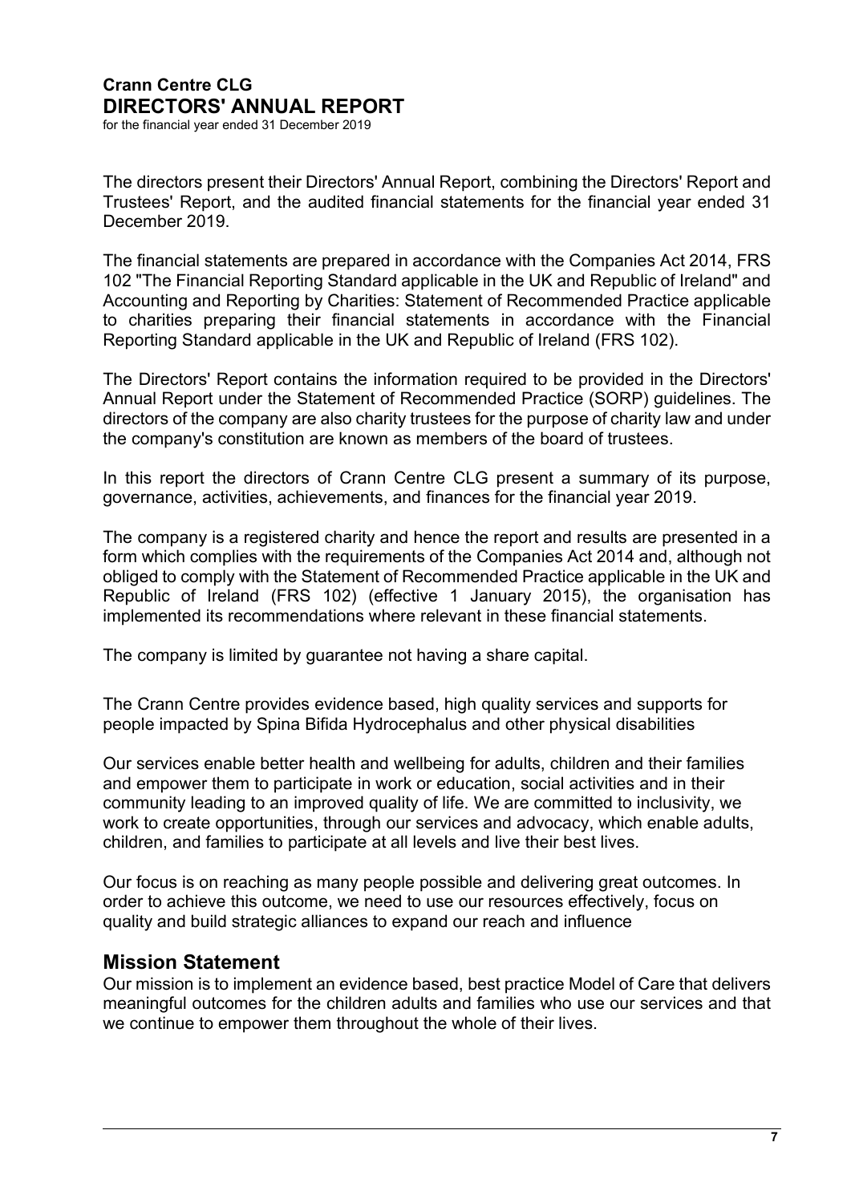# Crann Centre CLG
# DIRECTORS' ANNUAL REPORT

for the financial year ended 31 December 2019

The directors present their Directors' Annual Report, combining the Directors' Report and Trustees' Report, and the audited financial statements for the financial year ended 31 December 2019.

The financial statements are prepared in accordance with the Companies Act 2014, FRS 102 "The Financial Reporting Standard applicable in the UK and Republic of Ireland" and Accounting and Reporting by Charities: Statement of Recommended Practice applicable to charities preparing their financial statements in accordance with the Financial Reporting Standard applicable in the UK and Republic of Ireland (FRS 102).

The Directors' Report contains the information required to be provided in the Directors' Annual Report under the Statement of Recommended Practice (SORP) guidelines. The directors of the company are also charity trustees for the purpose of charity law and under the company's constitution are known as members of the board of trustees.

In this report the directors of Crann Centre CLG present a summary of its purpose, governance, activities, achievements, and finances for the financial year 2019.

The company is a registered charity and hence the report and results are presented in a form which complies with the requirements of the Companies Act 2014 and, although not obliged to comply with the Statement of Recommended Practice applicable in the UK and Republic of Ireland (FRS 102) (effective 1 January 2015), the organisation has implemented its recommendations where relevant in these financial statements.

The company is limited by guarantee not having a share capital.

The Crann Centre provides evidence based, high quality services and supports for people impacted by Spina Bifida Hydrocephalus and other physical disabilities

Our services enable better health and wellbeing for adults, children and their families and empower them to participate in work or education, social activities and in their community leading to an improved quality of life. We are committed to inclusivity, we work to create opportunities, through our services and advocacy, which enable adults, children, and families to participate at all levels and live their best lives.

Our focus is on reaching as many people possible and delivering great outcomes. In order to achieve this outcome, we need to use our resources effectively, focus on quality and build strategic alliances to expand our reach and influence

## Mission Statement

Our mission is to implement an evidence based, best practice Model of Care that delivers meaningful outcomes for the children adults and families who use our services and that we continue to empower them throughout the whole of their lives.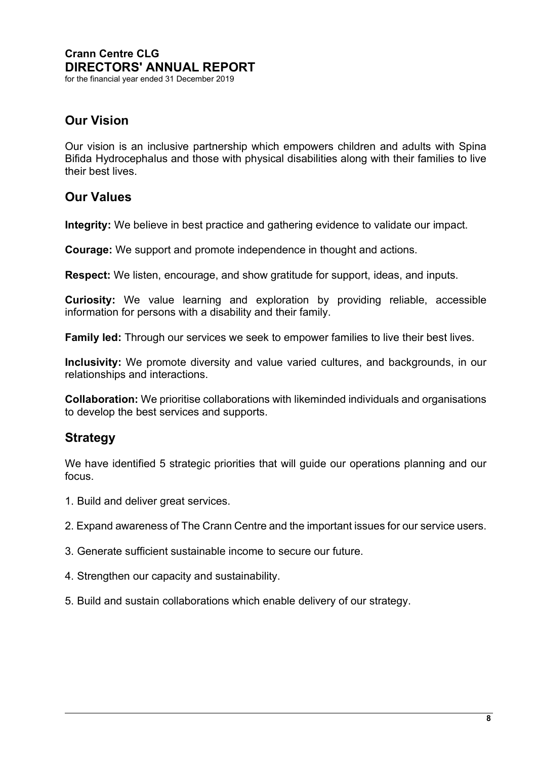## Our Vision

Our vision is an inclusive partnership which empowers children and adults with Spina Bifida Hydrocephalus and those with physical disabilities along with their families to live their best lives.

## Our Values

**Integrity:** We believe in best practice and gathering evidence to validate our impact.

**Courage:** We support and promote independence in thought and actions.

**Respect:** We listen, encourage, and show gratitude for support, ideas, and inputs.

**Curiosity:** We value learning and exploration by providing reliable, accessible information for persons with a disability and their family.

**Family led:** Through our services we seek to empower families to live their best lives.

**Inclusivity:** We promote diversity and value varied cultures, and backgrounds, in our relationships and interactions.

**Collaboration:** We prioritise collaborations with likeminded individuals and organisations to develop the best services and supports.

## Strategy

We have identified 5 strategic priorities that will guide our operations planning and our focus.

1. Build and deliver great services.

2. Expand awareness of The Crann Centre and the important issues for our service users.

3. Generate sufficient sustainable income to secure our future.

4. Strengthen our capacity and sustainability.

5. Build and sustain collaborations which enable delivery of our strategy.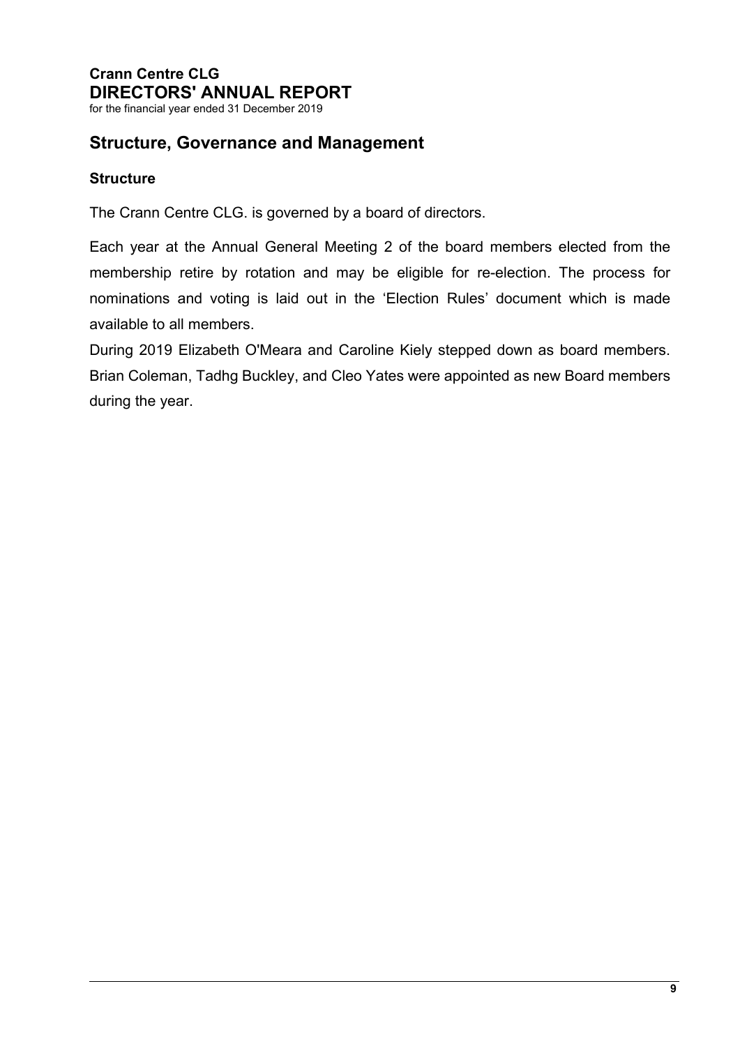## Structure, Governance and Management

### Structure

The Crann Centre CLG. is governed by a board of directors.

Each year at the Annual General Meeting 2 of the board members elected from the membership retire by rotation and may be eligible for re-election. The process for nominations and voting is laid out in the 'Election Rules' document which is made available to all members.

During 2019 Elizabeth O'Meara and Caroline Kiely stepped down as board members. Brian Coleman, Tadhg Buckley, and Cleo Yates were appointed as new Board members during the year.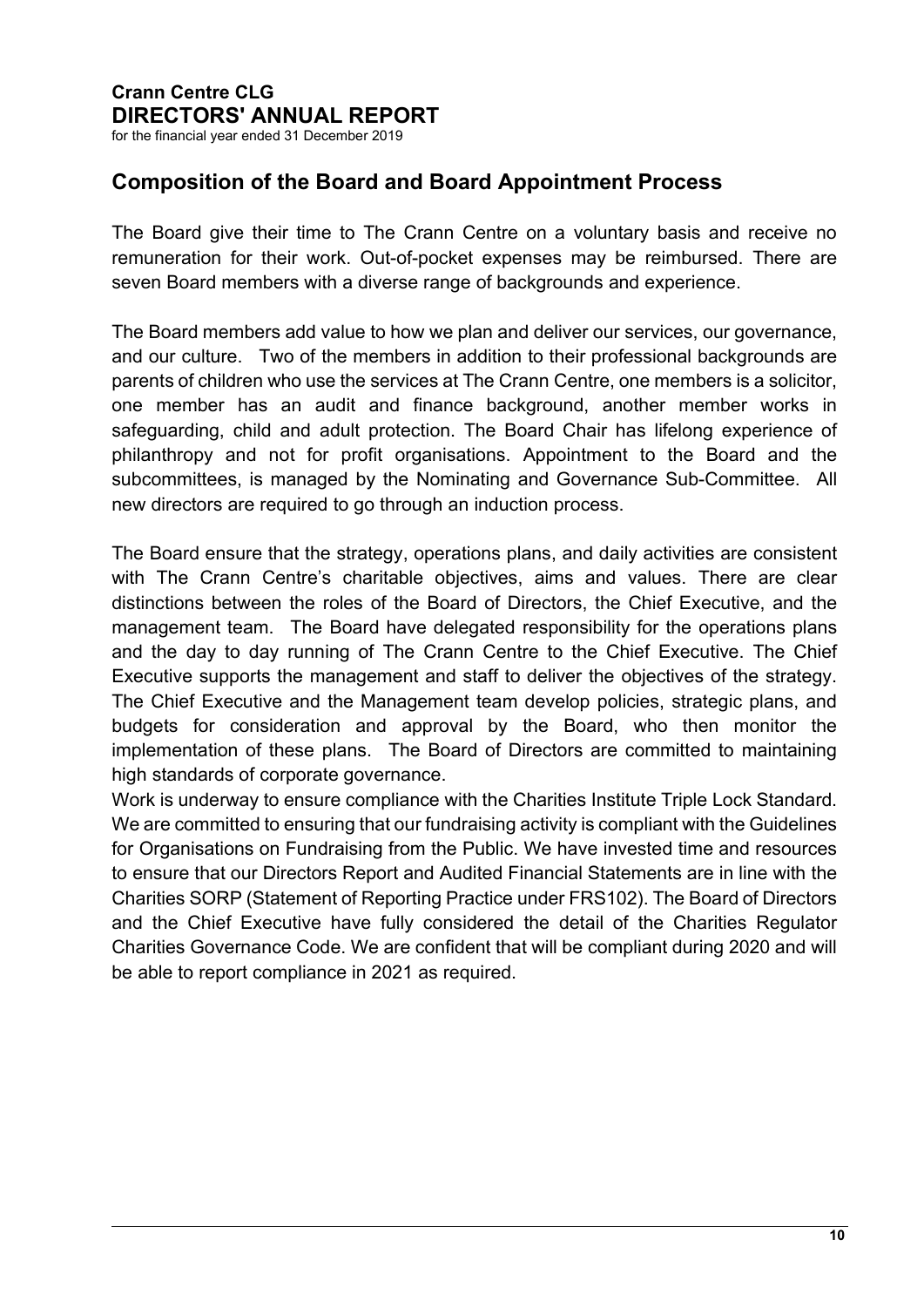## Composition of the Board and Board Appointment Process

The Board give their time to The Crann Centre on a voluntary basis and receive no remuneration for their work. Out-of-pocket expenses may be reimbursed. There are seven Board members with a diverse range of backgrounds and experience.

The Board members add value to how we plan and deliver our services, our governance, and our culture. Two of the members in addition to their professional backgrounds are parents of children who use the services at The Crann Centre, one members is a solicitor, one member has an audit and finance background, another member works in safeguarding, child and adult protection. The Board Chair has lifelong experience of philanthropy and not for profit organisations. Appointment to the Board and the subcommittees, is managed by the Nominating and Governance Sub-Committee. All new directors are required to go through an induction process.

The Board ensure that the strategy, operations plans, and daily activities are consistent with The Crann Centre's charitable objectives, aims and values. There are clear distinctions between the roles of the Board of Directors, the Chief Executive, and the management team. The Board have delegated responsibility for the operations plans and the day to day running of The Crann Centre to the Chief Executive. The Chief Executive supports the management and staff to deliver the objectives of the strategy. The Chief Executive and the Management team develop policies, strategic plans, and budgets for consideration and approval by the Board, who then monitor the implementation of these plans. The Board of Directors are committed to maintaining high standards of corporate governance.

Work is underway to ensure compliance with the Charities Institute Triple Lock Standard. We are committed to ensuring that our fundraising activity is compliant with the Guidelines for Organisations on Fundraising from the Public. We have invested time and resources to ensure that our Directors Report and Audited Financial Statements are in line with the Charities SORP (Statement of Reporting Practice under FRS102). The Board of Directors and the Chief Executive have fully considered the detail of the Charities Regulator Charities Governance Code. We are confident that will be compliant during 2020 and will be able to report compliance in 2021 as required.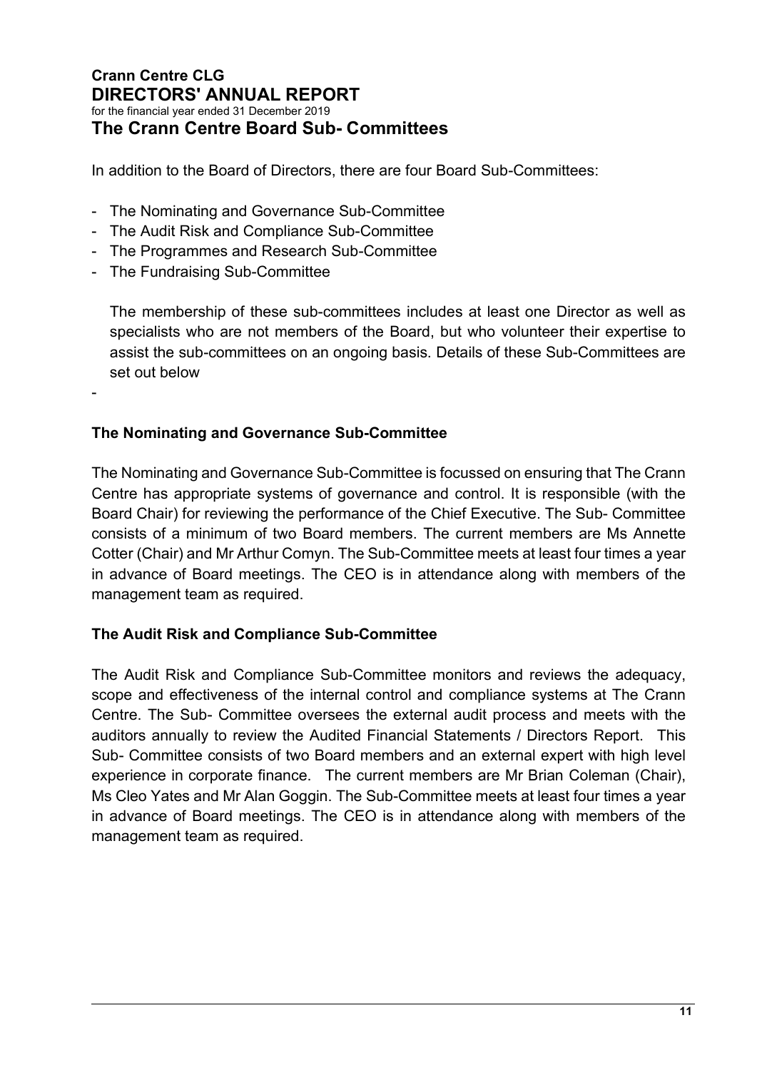**Crann Centre CLG**
**DIRECTORS' ANNUAL REPORT**
for the financial year ended 31 December 2019

## The Crann Centre Board Sub- Committees

In addition to the Board of Directors, there are four Board Sub-Committees:

- The Nominating and Governance Sub-Committee
- The Audit Risk and Compliance Sub-Committee
- The Programmes and Research Sub-Committee
- The Fundraising Sub-Committee

The membership of these sub-committees includes at least one Director as well as specialists who are not members of the Board, but who volunteer their expertise to assist the sub-committees on an ongoing basis. Details of these Sub-Committees are set out below

-

### The Nominating and Governance Sub-Committee

The Nominating and Governance Sub-Committee is focussed on ensuring that The Crann Centre has appropriate systems of governance and control. It is responsible (with the Board Chair) for reviewing the performance of the Chief Executive. The Sub- Committee consists of a minimum of two Board members. The current members are Ms Annette Cotter (Chair) and Mr Arthur Comyn. The Sub-Committee meets at least four times a year in advance of Board meetings. The CEO is in attendance along with members of the management team as required.

### The Audit Risk and Compliance Sub-Committee

The Audit Risk and Compliance Sub-Committee monitors and reviews the adequacy, scope and effectiveness of the internal control and compliance systems at The Crann Centre. The Sub- Committee oversees the external audit process and meets with the auditors annually to review the Audited Financial Statements / Directors Report. This Sub- Committee consists of two Board members and an external expert with high level experience in corporate finance. The current members are Mr Brian Coleman (Chair), Ms Cleo Yates and Mr Alan Goggin. The Sub-Committee meets at least four times a year in advance of Board meetings. The CEO is in attendance along with members of the management team as required.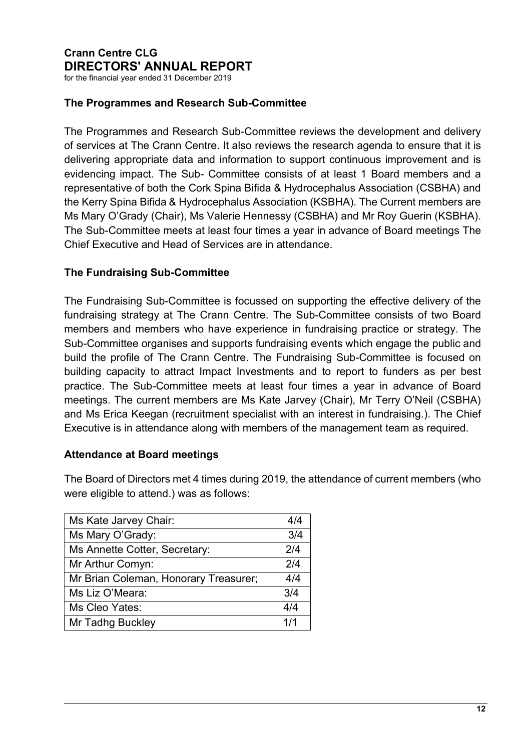# Crann Centre CLG
# DIRECTORS' ANNUAL REPORT
for the financial year ended 31 December 2019

### The Programmes and Research Sub-Committee

The Programmes and Research Sub-Committee reviews the development and delivery of services at The Crann Centre. It also reviews the research agenda to ensure that it is delivering appropriate data and information to support continuous improvement and is evidencing impact. The Sub- Committee consists of at least 1 Board members and a representative of both the Cork Spina Bifida & Hydrocephalus Association (CSBHA) and the Kerry Spina Bifida & Hydrocephalus Association (KSBHA). The Current members are Ms Mary O'Grady (Chair), Ms Valerie Hennessy (CSBHA) and Mr Roy Guerin (KSBHA). The Sub-Committee meets at least four times a year in advance of Board meetings The Chief Executive and Head of Services are in attendance.

### The Fundraising Sub-Committee

The Fundraising Sub-Committee is focussed on supporting the effective delivery of the fundraising strategy at The Crann Centre. The Sub-Committee consists of two Board members and members who have experience in fundraising practice or strategy. The Sub-Committee organises and supports fundraising events which engage the public and build the profile of The Crann Centre. The Fundraising Sub-Committee is focused on building capacity to attract Impact Investments and to report to funders as per best practice. The Sub-Committee meets at least four times a year in advance of Board meetings. The current members are Ms Kate Jarvey (Chair), Mr Terry O'Neil (CSBHA) and Ms Erica Keegan (recruitment specialist with an interest in fundraising.). The Chief Executive is in attendance along with members of the management team as required.

### Attendance at Board meetings

The Board of Directors met 4 times during 2019, the attendance of current members (who were eligible to attend.) was as follows:

| | |
|---|---|
| Ms Kate Jarvey Chair: | 4/4 |
| Ms Mary O'Grady: | 3/4 |
| Ms Annette Cotter, Secretary: | 2/4 |
| Mr Arthur Comyn: | 2/4 |
| Mr Brian Coleman, Honorary Treasurer; | 4/4 |
| Ms Liz O'Meara: | 3/4 |
| Ms Cleo Yates: | 4/4 |
| Mr Tadhg Buckley | 1/1 |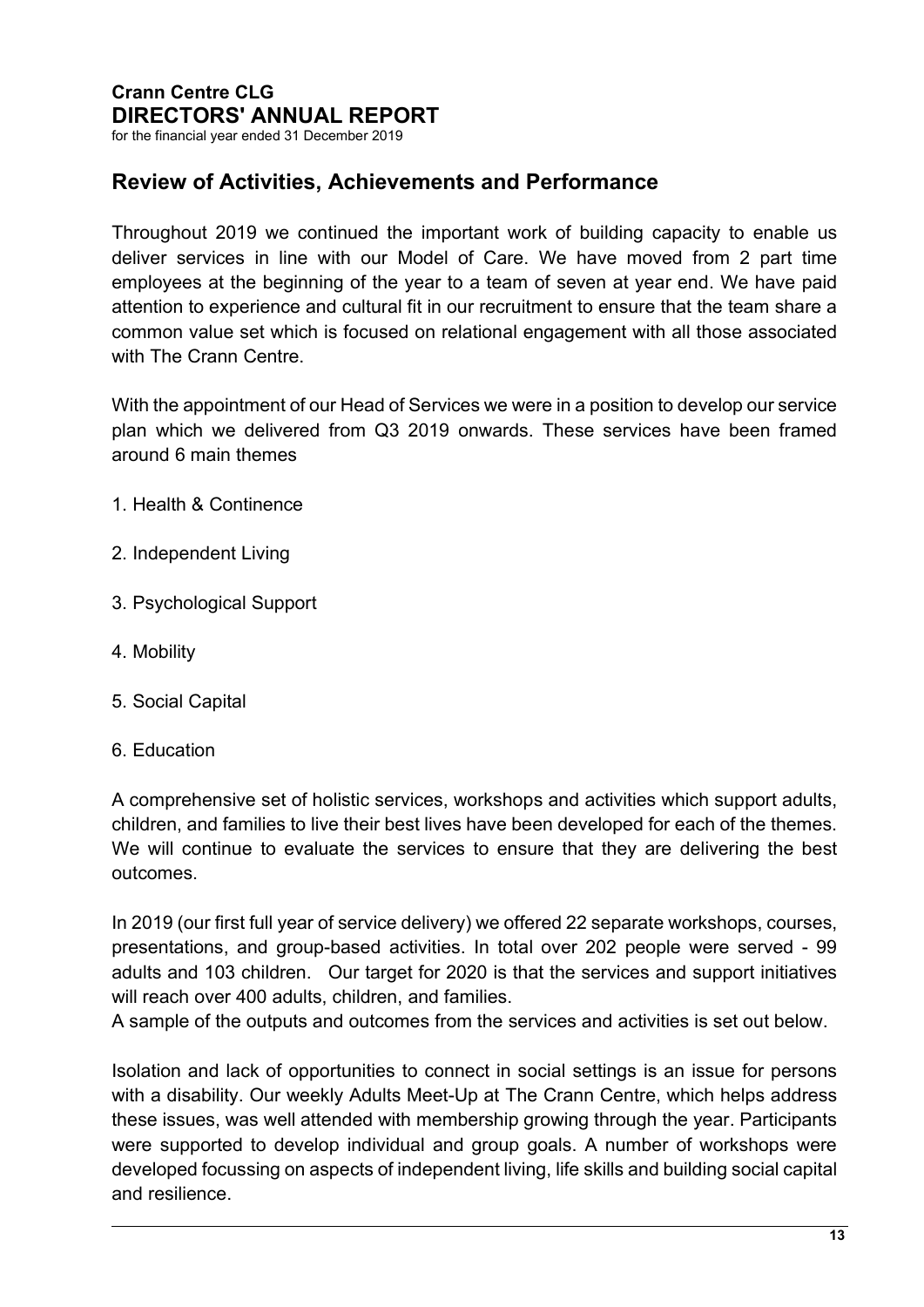# Crann Centre CLG
# DIRECTORS' ANNUAL REPORT
for the financial year ended 31 December 2019

## Review of Activities, Achievements and Performance

Throughout 2019 we continued the important work of building capacity to enable us deliver services in line with our Model of Care. We have moved from 2 part time employees at the beginning of the year to a team of seven at year end. We have paid attention to experience and cultural fit in our recruitment to ensure that the team share a common value set which is focused on relational engagement with all those associated with The Crann Centre.

With the appointment of our Head of Services we were in a position to develop our service plan which we delivered from Q3 2019 onwards. These services have been framed around 6 main themes

1. Health & Continence
2. Independent Living
3. Psychological Support
4. Mobility
5. Social Capital
6. Education

A comprehensive set of holistic services, workshops and activities which support adults, children, and families to live their best lives have been developed for each of the themes. We will continue to evaluate the services to ensure that they are delivering the best outcomes.

In 2019 (our first full year of service delivery) we offered 22 separate workshops, courses, presentations, and group-based activities. In total over 202 people were served - 99 adults and 103 children. Our target for 2020 is that the services and support initiatives will reach over 400 adults, children, and families.
A sample of the outputs and outcomes from the services and activities is set out below.

Isolation and lack of opportunities to connect in social settings is an issue for persons with a disability. Our weekly Adults Meet-Up at The Crann Centre, which helps address these issues, was well attended with membership growing through the year. Participants were supported to develop individual and group goals. A number of workshops were developed focussing on aspects of independent living, life skills and building social capital and resilience.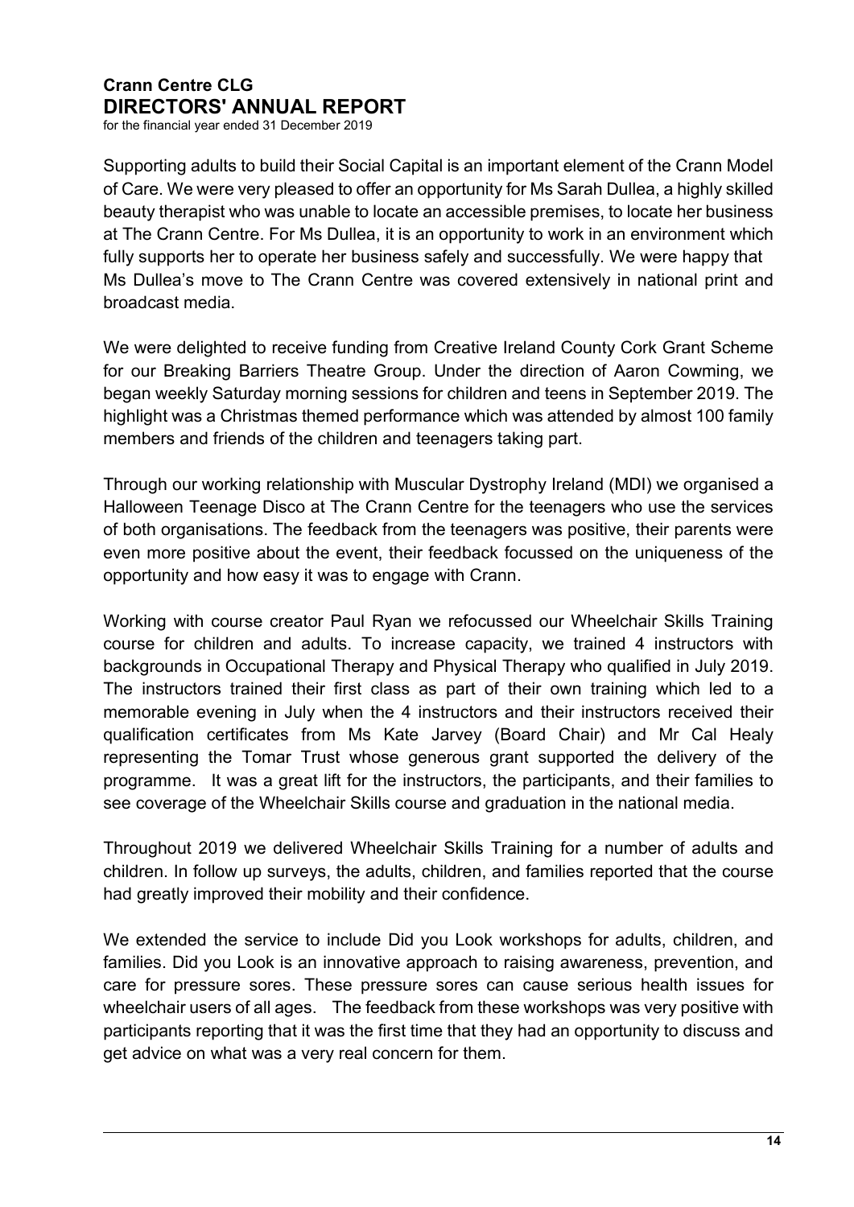Supporting adults to build their Social Capital is an important element of the Crann Model of Care. We were very pleased to offer an opportunity for Ms Sarah Dullea, a highly skilled beauty therapist who was unable to locate an accessible premises, to locate her business at The Crann Centre. For Ms Dullea, it is an opportunity to work in an environment which fully supports her to operate her business safely and successfully. We were happy that Ms Dullea's move to The Crann Centre was covered extensively in national print and broadcast media.

We were delighted to receive funding from Creative Ireland County Cork Grant Scheme for our Breaking Barriers Theatre Group. Under the direction of Aaron Cowming, we began weekly Saturday morning sessions for children and teens in September 2019. The highlight was a Christmas themed performance which was attended by almost 100 family members and friends of the children and teenagers taking part.

Through our working relationship with Muscular Dystrophy Ireland (MDI) we organised a Halloween Teenage Disco at The Crann Centre for the teenagers who use the services of both organisations. The feedback from the teenagers was positive, their parents were even more positive about the event, their feedback focussed on the uniqueness of the opportunity and how easy it was to engage with Crann.

Working with course creator Paul Ryan we refocussed our Wheelchair Skills Training course for children and adults. To increase capacity, we trained 4 instructors with backgrounds in Occupational Therapy and Physical Therapy who qualified in July 2019. The instructors trained their first class as part of their own training which led to a memorable evening in July when the 4 instructors and their instructors received their qualification certificates from Ms Kate Jarvey (Board Chair) and Mr Cal Healy representing the Tomar Trust whose generous grant supported the delivery of the programme. It was a great lift for the instructors, the participants, and their families to see coverage of the Wheelchair Skills course and graduation in the national media.

Throughout 2019 we delivered Wheelchair Skills Training for a number of adults and children. In follow up surveys, the adults, children, and families reported that the course had greatly improved their mobility and their confidence.

We extended the service to include Did you Look workshops for adults, children, and families. Did you Look is an innovative approach to raising awareness, prevention, and care for pressure sores. These pressure sores can cause serious health issues for wheelchair users of all ages. The feedback from these workshops was very positive with participants reporting that it was the first time that they had an opportunity to discuss and get advice on what was a very real concern for them.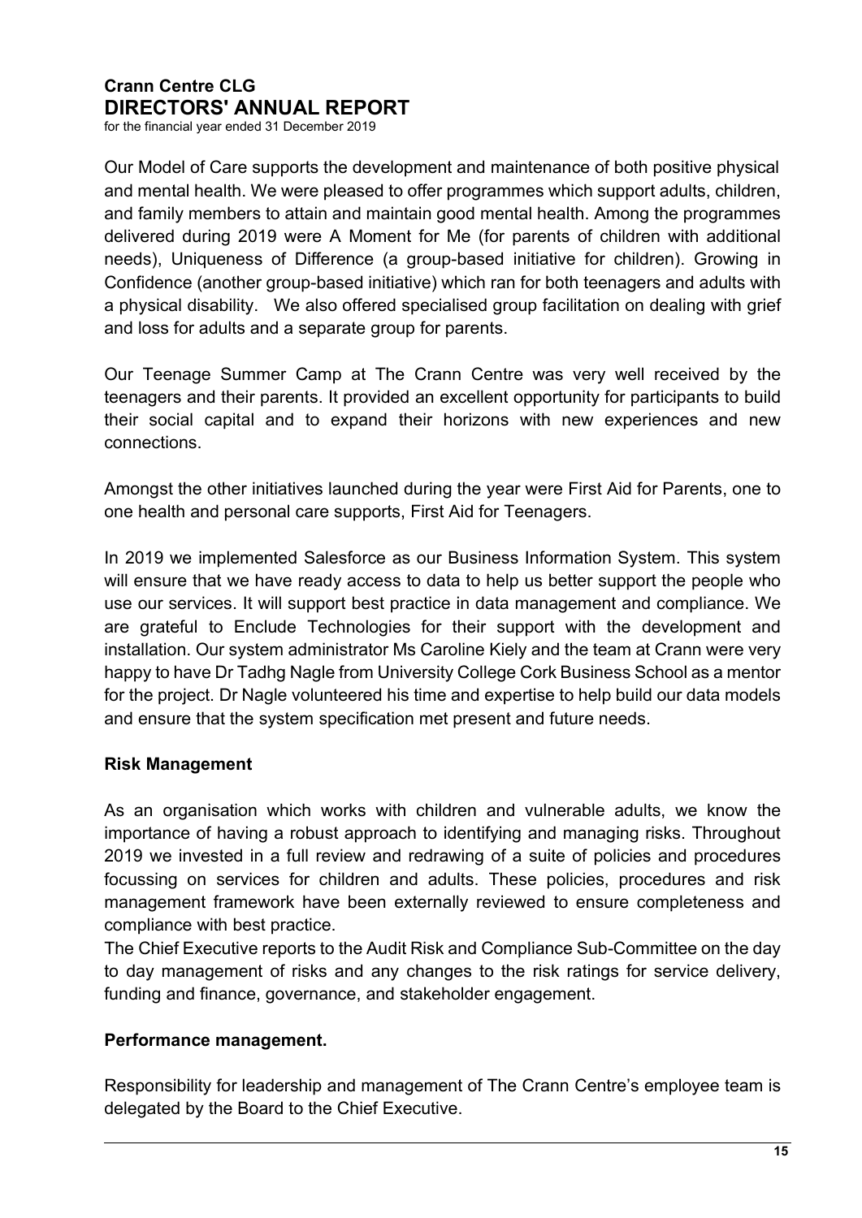Our Model of Care supports the development and maintenance of both positive physical and mental health. We were pleased to offer programmes which support adults, children, and family members to attain and maintain good mental health. Among the programmes delivered during 2019 were A Moment for Me (for parents of children with additional needs), Uniqueness of Difference (a group-based initiative for children). Growing in Confidence (another group-based initiative) which ran for both teenagers and adults with a physical disability. We also offered specialised group facilitation on dealing with grief and loss for adults and a separate group for parents.

Our Teenage Summer Camp at The Crann Centre was very well received by the teenagers and their parents. It provided an excellent opportunity for participants to build their social capital and to expand their horizons with new experiences and new connections.

Amongst the other initiatives launched during the year were First Aid for Parents, one to one health and personal care supports, First Aid for Teenagers.

In 2019 we implemented Salesforce as our Business Information System. This system will ensure that we have ready access to data to help us better support the people who use our services. It will support best practice in data management and compliance. We are grateful to Enclude Technologies for their support with the development and installation. Our system administrator Ms Caroline Kiely and the team at Crann were very happy to have Dr Tadhg Nagle from University College Cork Business School as a mentor for the project. Dr Nagle volunteered his time and expertise to help build our data models and ensure that the system specification met present and future needs.

**Risk Management**

As an organisation which works with children and vulnerable adults, we know the importance of having a robust approach to identifying and managing risks. Throughout 2019 we invested in a full review and redrawing of a suite of policies and procedures focussing on services for children and adults. These policies, procedures and risk management framework have been externally reviewed to ensure completeness and compliance with best practice.

The Chief Executive reports to the Audit Risk and Compliance Sub-Committee on the day to day management of risks and any changes to the risk ratings for service delivery, funding and finance, governance, and stakeholder engagement.

**Performance management.**

Responsibility for leadership and management of The Crann Centre's employee team is delegated by the Board to the Chief Executive.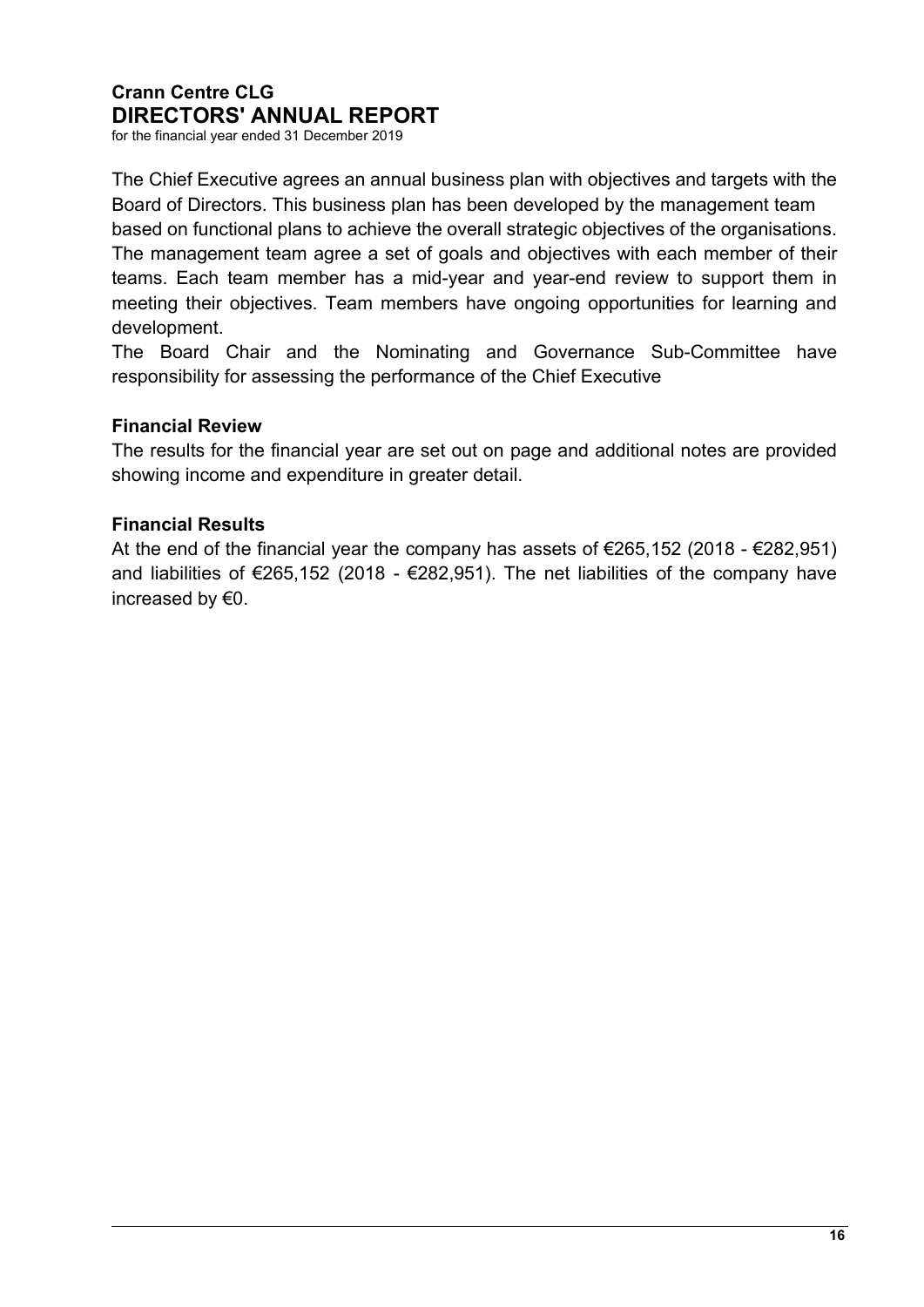The Chief Executive agrees an annual business plan with objectives and targets with the Board of Directors. This business plan has been developed by the management team based on functional plans to achieve the overall strategic objectives of the organisations. The management team agree a set of goals and objectives with each member of their teams. Each team member has a mid-year and year-end review to support them in meeting their objectives. Team members have ongoing opportunities for learning and development.

The Board Chair and the Nominating and Governance Sub-Committee have responsibility for assessing the performance of the Chief Executive

## Financial Review

The results for the financial year are set out on page and additional notes are provided showing income and expenditure in greater detail.

## Financial Results

At the end of the financial year the company has assets of €265,152 (2018 - €282,951) and liabilities of €265,152 (2018 - €282,951). The net liabilities of the company have increased by €0.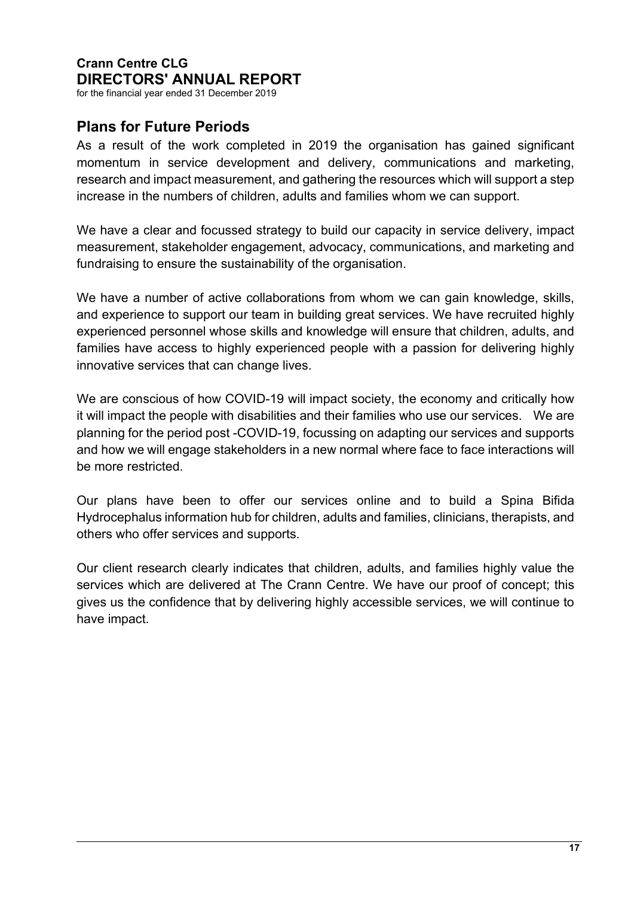## Plans for Future Periods

As a result of the work completed in 2019 the organisation has gained significant momentum in service development and delivery, communications and marketing, research and impact measurement, and gathering the resources which will support a step increase in the numbers of children, adults and families whom we can support.

We have a clear and focussed strategy to build our capacity in service delivery, impact measurement, stakeholder engagement, advocacy, communications, and marketing and fundraising to ensure the sustainability of the organisation.

We have a number of active collaborations from whom we can gain knowledge, skills, and experience to support our team in building great services. We have recruited highly experienced personnel whose skills and knowledge will ensure that children, adults, and families have access to highly experienced people with a passion for delivering highly innovative services that can change lives.

We are conscious of how COVID-19 will impact society, the economy and critically how it will impact the people with disabilities and their families who use our services. We are planning for the period post -COVID-19, focussing on adapting our services and supports and how we will engage stakeholders in a new normal where face to face interactions will be more restricted.

Our plans have been to offer our services online and to build a Spina Bifida Hydrocephalus information hub for children, adults and families, clinicians, therapists, and others who offer services and supports.

Our client research clearly indicates that children, adults, and families highly value the services which are delivered at The Crann Centre. We have our proof of concept; this gives us the confidence that by delivering highly accessible services, we will continue to have impact.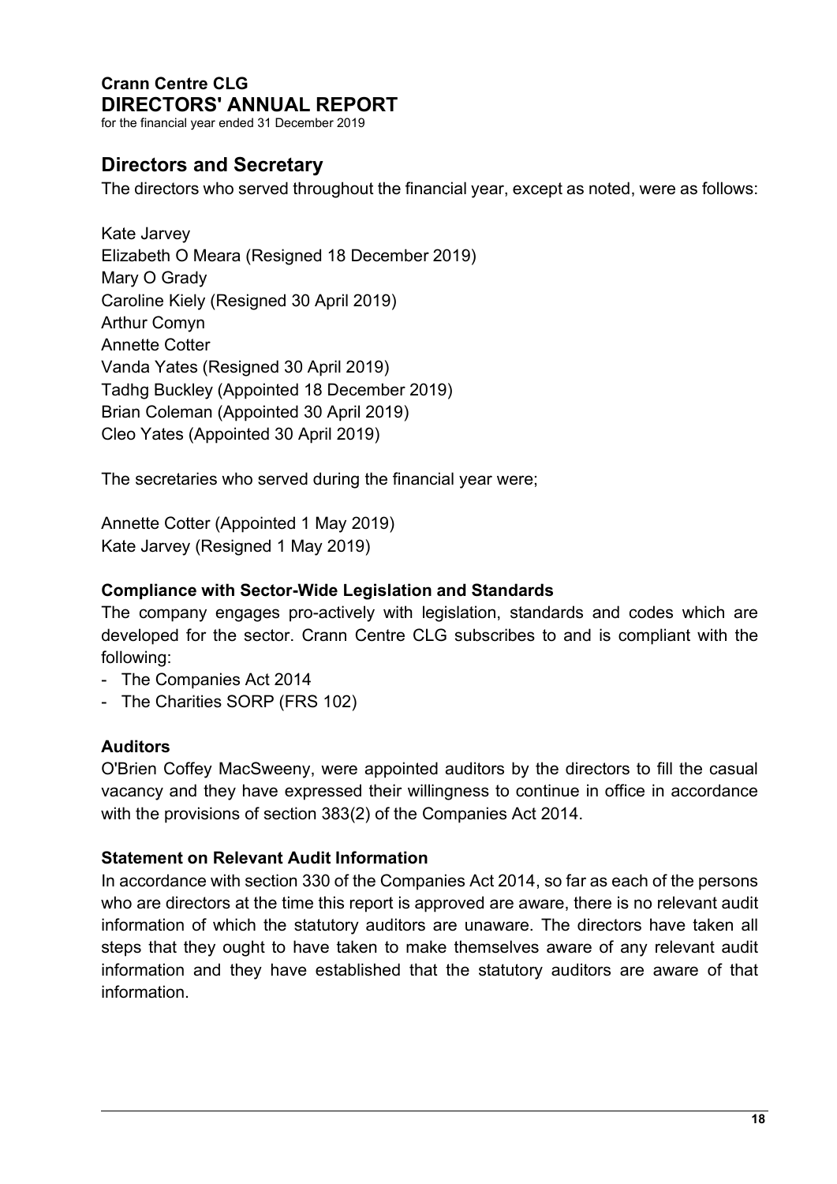# Crann Centre CLG
# DIRECTORS' ANNUAL REPORT

for the financial year ended 31 December 2019

## Directors and Secretary

The directors who served throughout the financial year, except as noted, were as follows:

Kate Jarvey
Elizabeth O Meara (Resigned 18 December 2019)
Mary O Grady
Caroline Kiely (Resigned 30 April 2019)
Arthur Comyn
Annette Cotter
Vanda Yates (Resigned 30 April 2019)
Tadhg Buckley (Appointed 18 December 2019)
Brian Coleman (Appointed 30 April 2019)
Cleo Yates (Appointed 30 April 2019)

The secretaries who served during the financial year were;

Annette Cotter (Appointed 1 May 2019)
Kate Jarvey (Resigned 1 May 2019)

### Compliance with Sector-Wide Legislation and Standards

The company engages pro-actively with legislation, standards and codes which are developed for the sector. Crann Centre CLG subscribes to and is compliant with the following:

- The Companies Act 2014
- The Charities SORP (FRS 102)

### Auditors

O'Brien Coffey MacSweeny, were appointed auditors by the directors to fill the casual vacancy and they have expressed their willingness to continue in office in accordance with the provisions of section 383(2) of the Companies Act 2014.

### Statement on Relevant Audit Information

In accordance with section 330 of the Companies Act 2014, so far as each of the persons who are directors at the time this report is approved are aware, there is no relevant audit information of which the statutory auditors are unaware. The directors have taken all steps that they ought to have taken to make themselves aware of any relevant audit information and they have established that the statutory auditors are aware of that information.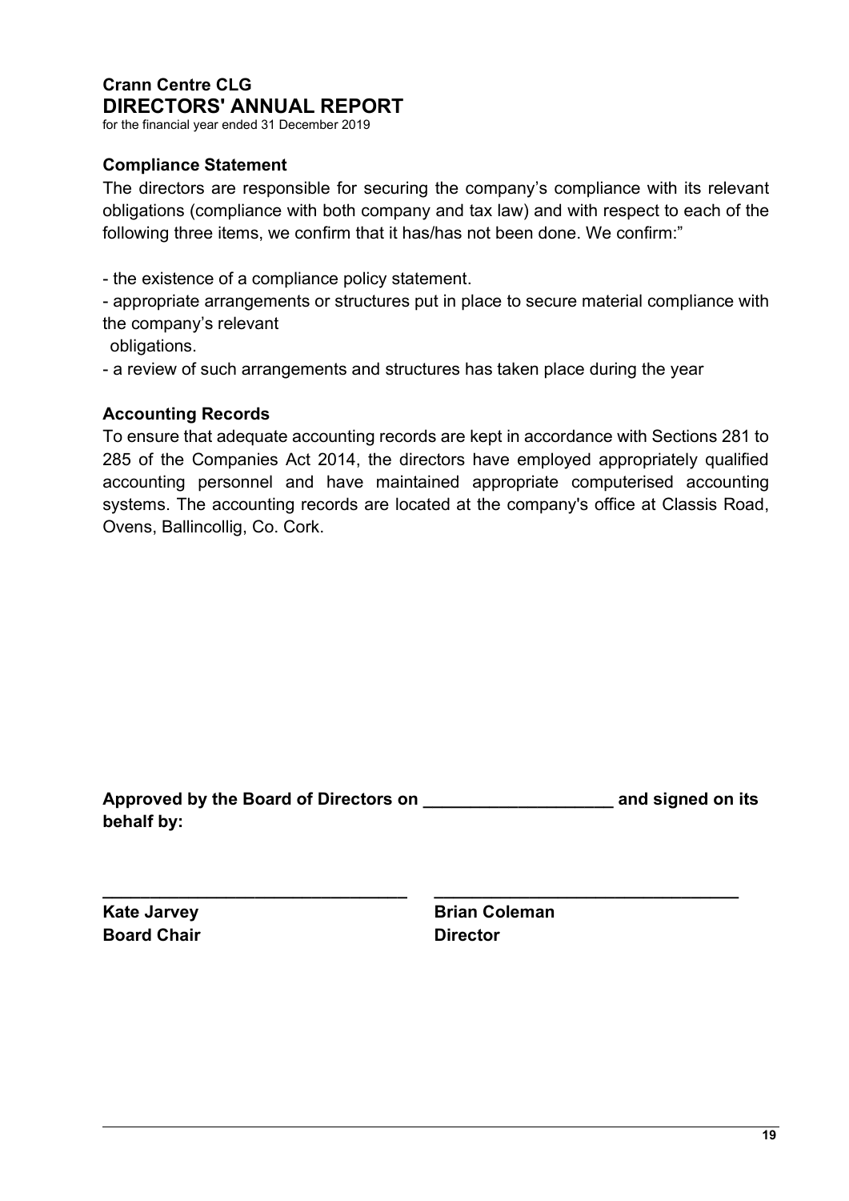**Crann Centre CLG**
**DIRECTORS' ANNUAL REPORT**
for the financial year ended 31 December 2019

## Compliance Statement

The directors are responsible for securing the company's compliance with its relevant obligations (compliance with both company and tax law) and with respect to each of the following three items, we confirm that it has/has not been done. We confirm:"

- the existence of a compliance policy statement.
- appropriate arrangements or structures put in place to secure material compliance with the company's relevant obligations.
- a review of such arrangements and structures has taken place during the year

## Accounting Records

To ensure that adequate accounting records are kept in accordance with Sections 281 to 285 of the Companies Act 2014, the directors have employed appropriately qualified accounting personnel and have maintained appropriate computerised accounting systems. The accounting records are located at the company's office at Classis Road, Ovens, Ballincollig, Co. Cork.

**Approved by the Board of Directors on \_\_\_\_\_\_\_\_\_\_\_\_\_\_\_\_\_\_\_ and signed on its behalf by:**

| \_\_\_\_\_\_\_\_\_\_\_\_\_\_\_\_\_\_\_\_\_\_\_\_\_\_\_\_ | \_\_\_\_\_\_\_\_\_\_\_\_\_\_\_\_\_\_\_\_\_\_\_\_\_\_\_\_ |
|---|---|
| **Kate Jarvey** | **Brian Coleman** |
| **Board Chair** | **Director** |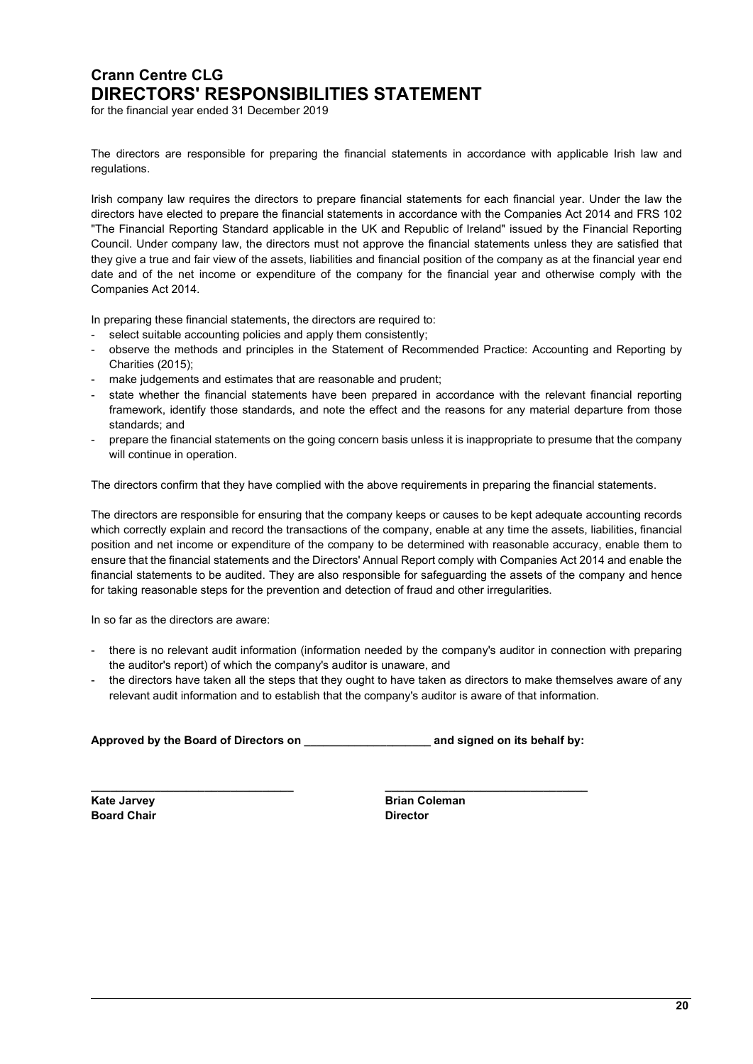# Crann Centre CLG
# DIRECTORS' RESPONSIBILITIES STATEMENT

for the financial year ended 31 December 2019

The directors are responsible for preparing the financial statements in accordance with applicable Irish law and regulations.

Irish company law requires the directors to prepare financial statements for each financial year. Under the law the directors have elected to prepare the financial statements in accordance with the Companies Act 2014 and FRS 102 "The Financial Reporting Standard applicable in the UK and Republic of Ireland" issued by the Financial Reporting Council. Under company law, the directors must not approve the financial statements unless they are satisfied that they give a true and fair view of the assets, liabilities and financial position of the company as at the financial year end date and of the net income or expenditure of the company for the financial year and otherwise comply with the Companies Act 2014.

In preparing these financial statements, the directors are required to:

- select suitable accounting policies and apply them consistently;
- observe the methods and principles in the Statement of Recommended Practice: Accounting and Reporting by Charities (2015);
- make judgements and estimates that are reasonable and prudent;
- state whether the financial statements have been prepared in accordance with the relevant financial reporting framework, identify those standards, and note the effect and the reasons for any material departure from those standards; and
- prepare the financial statements on the going concern basis unless it is inappropriate to presume that the company will continue in operation.

The directors confirm that they have complied with the above requirements in preparing the financial statements.

The directors are responsible for ensuring that the company keeps or causes to be kept adequate accounting records which correctly explain and record the transactions of the company, enable at any time the assets, liabilities, financial position and net income or expenditure of the company to be determined with reasonable accuracy, enable them to ensure that the financial statements and the Directors' Annual Report comply with Companies Act 2014 and enable the financial statements to be audited. They are also responsible for safeguarding the assets of the company and hence for taking reasonable steps for the prevention and detection of fraud and other irregularities.

In so far as the directors are aware:

- there is no relevant audit information (information needed by the company's auditor in connection with preparing the auditor's report) of which the company's auditor is unaware, and
- the directors have taken all the steps that they ought to have taken as directors to make themselves aware of any relevant audit information and to establish that the company's auditor is aware of that information.

**Approved by the Board of Directors on ____________________ and signed on its behalf by:**

________________________________ ________________________________

**Kate Jarvey**
**Board Chair**

**Brian Coleman**
**Director**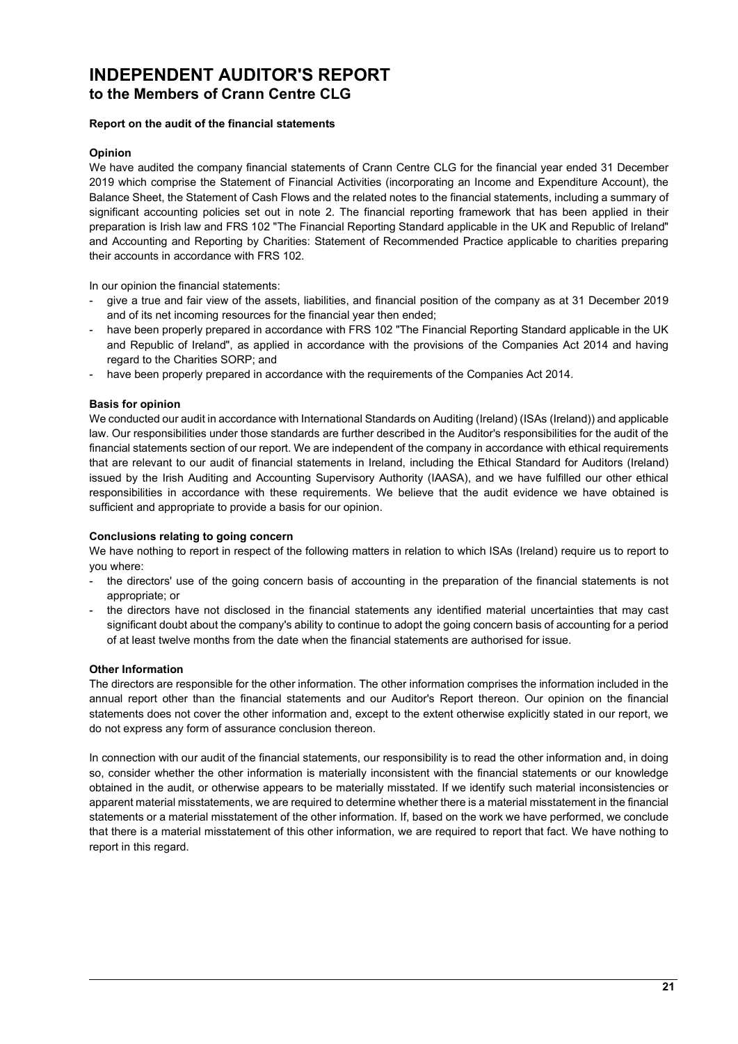# INDEPENDENT AUDITOR'S REPORT
## to the Members of Crann Centre CLG

**Report on the audit of the financial statements**

**Opinion**

We have audited the company financial statements of Crann Centre CLG for the financial year ended 31 December 2019 which comprise the Statement of Financial Activities (incorporating an Income and Expenditure Account), the Balance Sheet, the Statement of Cash Flows and the related notes to the financial statements, including a summary of significant accounting policies set out in note 2. The financial reporting framework that has been applied in their preparation is Irish law and FRS 102 "The Financial Reporting Standard applicable in the UK and Republic of Ireland" and Accounting and Reporting by Charities: Statement of Recommended Practice applicable to charities preparing their accounts in accordance with FRS 102.

In our opinion the financial statements:

- give a true and fair view of the assets, liabilities, and financial position of the company as at 31 December 2019 and of its net incoming resources for the financial year then ended;
- have been properly prepared in accordance with FRS 102 "The Financial Reporting Standard applicable in the UK and Republic of Ireland", as applied in accordance with the provisions of the Companies Act 2014 and having regard to the Charities SORP; and
- have been properly prepared in accordance with the requirements of the Companies Act 2014.

**Basis for opinion**

We conducted our audit in accordance with International Standards on Auditing (Ireland) (ISAs (Ireland)) and applicable law. Our responsibilities under those standards are further described in the Auditor's responsibilities for the audit of the financial statements section of our report. We are independent of the company in accordance with ethical requirements that are relevant to our audit of financial statements in Ireland, including the Ethical Standard for Auditors (Ireland) issued by the Irish Auditing and Accounting Supervisory Authority (IAASA), and we have fulfilled our other ethical responsibilities in accordance with these requirements. We believe that the audit evidence we have obtained is sufficient and appropriate to provide a basis for our opinion.

**Conclusions relating to going concern**

We have nothing to report in respect of the following matters in relation to which ISAs (Ireland) require us to report to you where:

- the directors' use of the going concern basis of accounting in the preparation of the financial statements is not appropriate; or
- the directors have not disclosed in the financial statements any identified material uncertainties that may cast significant doubt about the company's ability to continue to adopt the going concern basis of accounting for a period of at least twelve months from the date when the financial statements are authorised for issue.

**Other Information**

The directors are responsible for the other information. The other information comprises the information included in the annual report other than the financial statements and our Auditor's Report thereon. Our opinion on the financial statements does not cover the other information and, except to the extent otherwise explicitly stated in our report, we do not express any form of assurance conclusion thereon.

In connection with our audit of the financial statements, our responsibility is to read the other information and, in doing so, consider whether the other information is materially inconsistent with the financial statements or our knowledge obtained in the audit, or otherwise appears to be materially misstated. If we identify such material inconsistencies or apparent material misstatements, we are required to determine whether there is a material misstatement in the financial statements or a material misstatement of the other information. If, based on the work we have performed, we conclude that there is a material misstatement of this other information, we are required to report that fact. We have nothing to report in this regard.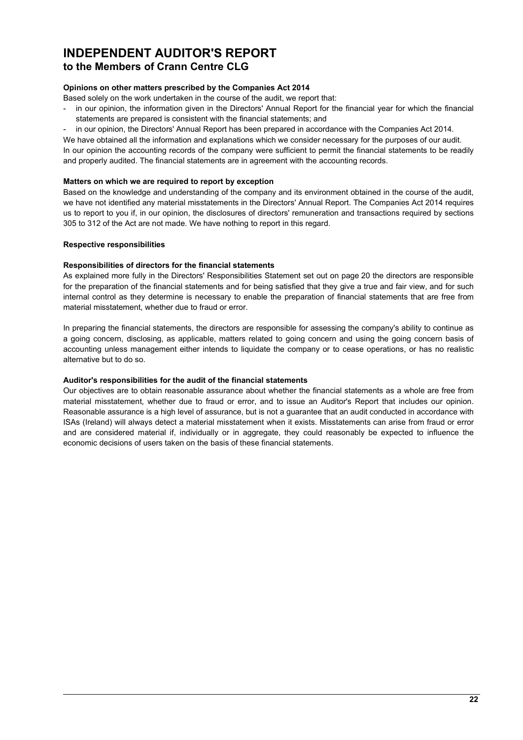# INDEPENDENT AUDITOR'S REPORT
## to the Members of Crann Centre CLG

**Opinions on other matters prescribed by the Companies Act 2014**

Based solely on the work undertaken in the course of the audit, we report that:

- in our opinion, the information given in the Directors' Annual Report for the financial year for which the financial statements are prepared is consistent with the financial statements; and
- in our opinion, the Directors' Annual Report has been prepared in accordance with the Companies Act 2014.

We have obtained all the information and explanations which we consider necessary for the purposes of our audit.
In our opinion the accounting records of the company were sufficient to permit the financial statements to be readily and properly audited. The financial statements are in agreement with the accounting records.

**Matters on which we are required to report by exception**

Based on the knowledge and understanding of the company and its environment obtained in the course of the audit, we have not identified any material misstatements in the Directors' Annual Report. The Companies Act 2014 requires us to report to you if, in our opinion, the disclosures of directors' remuneration and transactions required by sections 305 to 312 of the Act are not made. We have nothing to report in this regard.

**Respective responsibilities**

**Responsibilities of directors for the financial statements**

As explained more fully in the Directors' Responsibilities Statement set out on page 20 the directors are responsible for the preparation of the financial statements and for being satisfied that they give a true and fair view, and for such internal control as they determine is necessary to enable the preparation of financial statements that are free from material misstatement, whether due to fraud or error.

In preparing the financial statements, the directors are responsible for assessing the company's ability to continue as a going concern, disclosing, as applicable, matters related to going concern and using the going concern basis of accounting unless management either intends to liquidate the company or to cease operations, or has no realistic alternative but to do so.

**Auditor's responsibilities for the audit of the financial statements**

Our objectives are to obtain reasonable assurance about whether the financial statements as a whole are free from material misstatement, whether due to fraud or error, and to issue an Auditor's Report that includes our opinion. Reasonable assurance is a high level of assurance, but is not a guarantee that an audit conducted in accordance with ISAs (Ireland) will always detect a material misstatement when it exists. Misstatements can arise from fraud or error and are considered material if, individually or in aggregate, they could reasonably be expected to influence the economic decisions of users taken on the basis of these financial statements.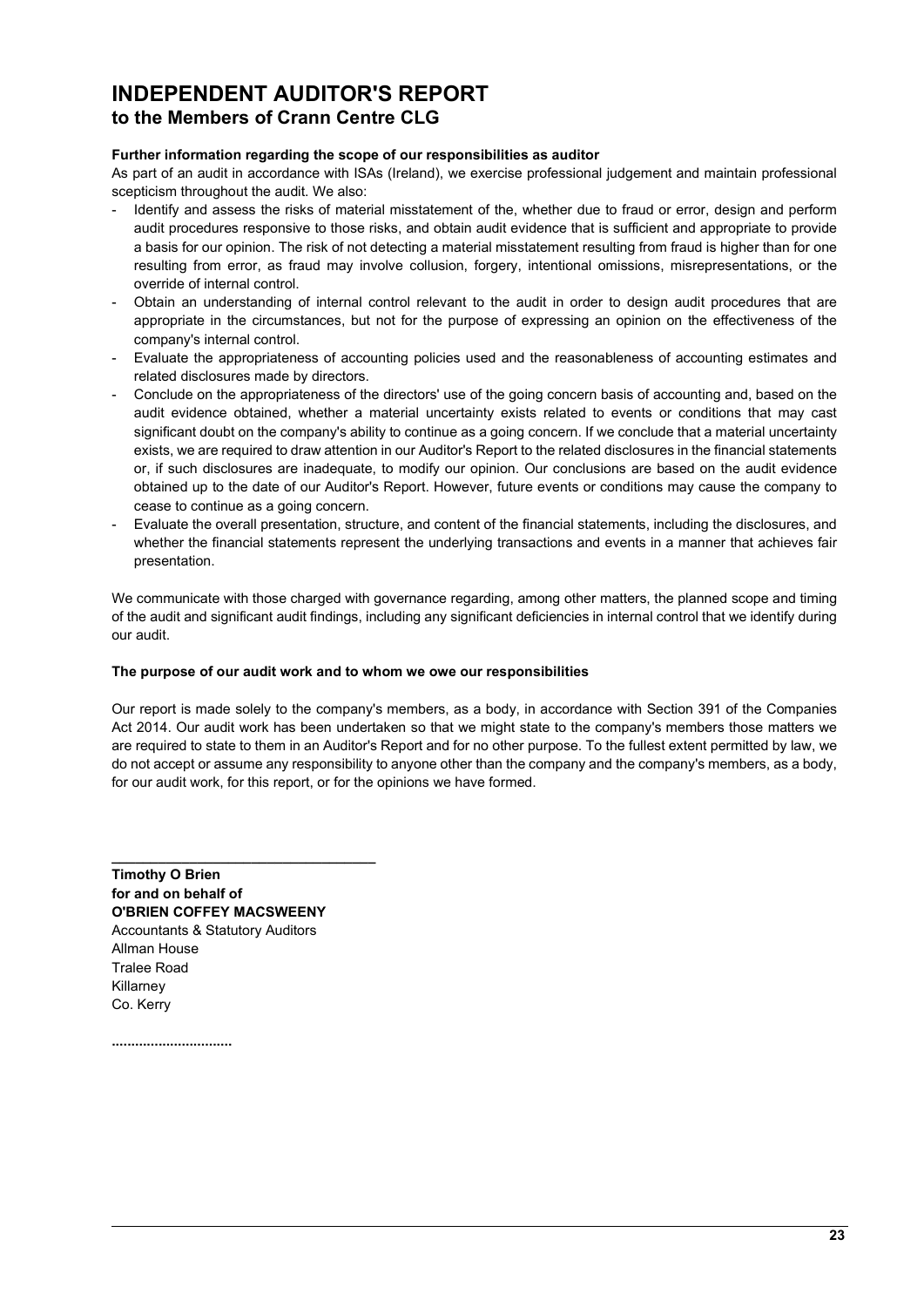# INDEPENDENT AUDITOR'S REPORT
## to the Members of Crann Centre CLG

**Further information regarding the scope of our responsibilities as auditor**

As part of an audit in accordance with ISAs (Ireland), we exercise professional judgement and maintain professional scepticism throughout the audit. We also:

- Identify and assess the risks of material misstatement of the, whether due to fraud or error, design and perform audit procedures responsive to those risks, and obtain audit evidence that is sufficient and appropriate to provide a basis for our opinion. The risk of not detecting a material misstatement resulting from fraud is higher than for one resulting from error, as fraud may involve collusion, forgery, intentional omissions, misrepresentations, or the override of internal control.
- Obtain an understanding of internal control relevant to the audit in order to design audit procedures that are appropriate in the circumstances, but not for the purpose of expressing an opinion on the effectiveness of the company's internal control.
- Evaluate the appropriateness of accounting policies used and the reasonableness of accounting estimates and related disclosures made by directors.
- Conclude on the appropriateness of the directors' use of the going concern basis of accounting and, based on the audit evidence obtained, whether a material uncertainty exists related to events or conditions that may cast significant doubt on the company's ability to continue as a going concern. If we conclude that a material uncertainty exists, we are required to draw attention in our Auditor's Report to the related disclosures in the financial statements or, if such disclosures are inadequate, to modify our opinion. Our conclusions are based on the audit evidence obtained up to the date of our Auditor's Report. However, future events or conditions may cause the company to cease to continue as a going concern.
- Evaluate the overall presentation, structure, and content of the financial statements, including the disclosures, and whether the financial statements represent the underlying transactions and events in a manner that achieves fair presentation.

We communicate with those charged with governance regarding, among other matters, the planned scope and timing of the audit and significant audit findings, including any significant deficiencies in internal control that we identify during our audit.

**The purpose of our audit work and to whom we owe our responsibilities**

Our report is made solely to the company's members, as a body, in accordance with Section 391 of the Companies Act 2014. Our audit work has been undertaken so that we might state to the company's members those matters we are required to state to them in an Auditor's Report and for no other purpose. To the fullest extent permitted by law, we do not accept or assume any responsibility to anyone other than the company and the company's members, as a body, for our audit work, for this report, or for the opinions we have formed.

\_\_\_\_\_\_\_\_\_\_\_\_\_\_\_\_\_\_\_\_\_\_\_\_\_\_\_\_\_\_\_\_\_\_

**Timothy O Brien**
**for and on behalf of**
**O'BRIEN COFFEY MACSWEENY**
Accountants & Statutory Auditors
Allman House
Tralee Road
Killarney
Co. Kerry

..............................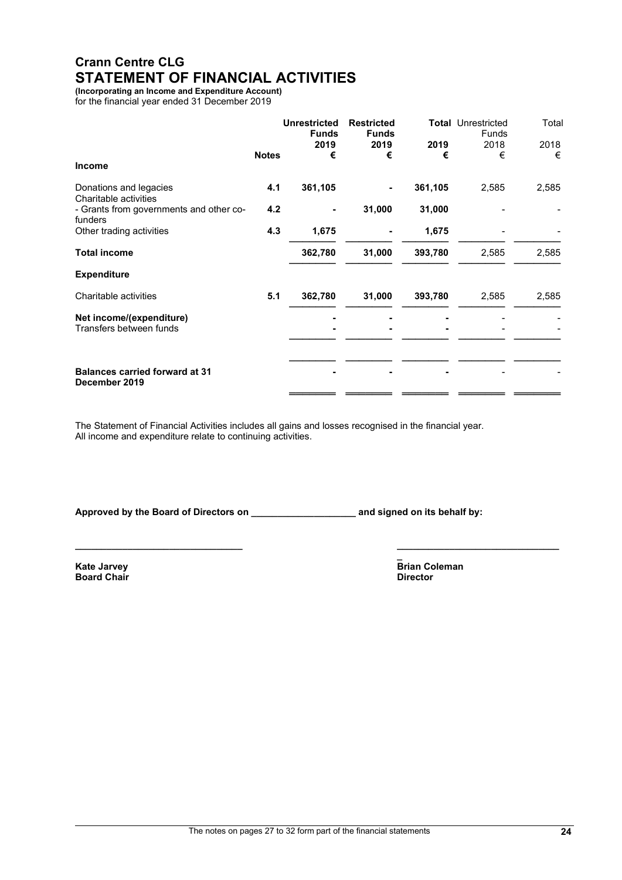# Crann Centre CLG
# STATEMENT OF FINANCIAL ACTIVITIES

**(Incorporating an Income and Expenditure Account)**
for the financial year ended 31 December 2019

| | Notes | Unrestricted Funds 2019 € | Restricted Funds 2019 € | Total 2019 € | Unrestricted Funds 2018 € | Total 2018 € |
|---|---|---|---|---|---|---|
| **Income** | | | | | | |
| Donations and legacies | **4.1** | **361,105** | **-** | **361,105** | 2,585 | 2,585 |
| Charitable activities | | | | | | |
| - Grants from governments and other co-funders | **4.2** | **-** | **31,000** | **31,000** | - | - |
| Other trading activities | **4.3** | **1,675** | **-** | **1,675** | - | - |
| **Total income** | | **362,780** | **31,000** | **393,780** | 2,585 | 2,585 |
| **Expenditure** | | | | | | |
| Charitable activities | **5.1** | **362,780** | **31,000** | **393,780** | 2,585 | 2,585 |
| **Net income/(expenditure)** | | **-** | **-** | **-** | - | - |
| Transfers between funds | | **-** | **-** | **-** | - | - |
| **Balances carried forward at 31 December 2019** | | **-** | **-** | **-** | - | - |

The Statement of Financial Activities includes all gains and losses recognised in the financial year.
All income and expenditure relate to continuing activities.

**Approved by the Board of Directors on ___________________ and signed on its behalf by:**

_______________________________ _______________________________

**Kate Jarvey**
**Board Chair**

**Brian Coleman**
**Director**

The notes on pages 27 to 32 form part of the financial statements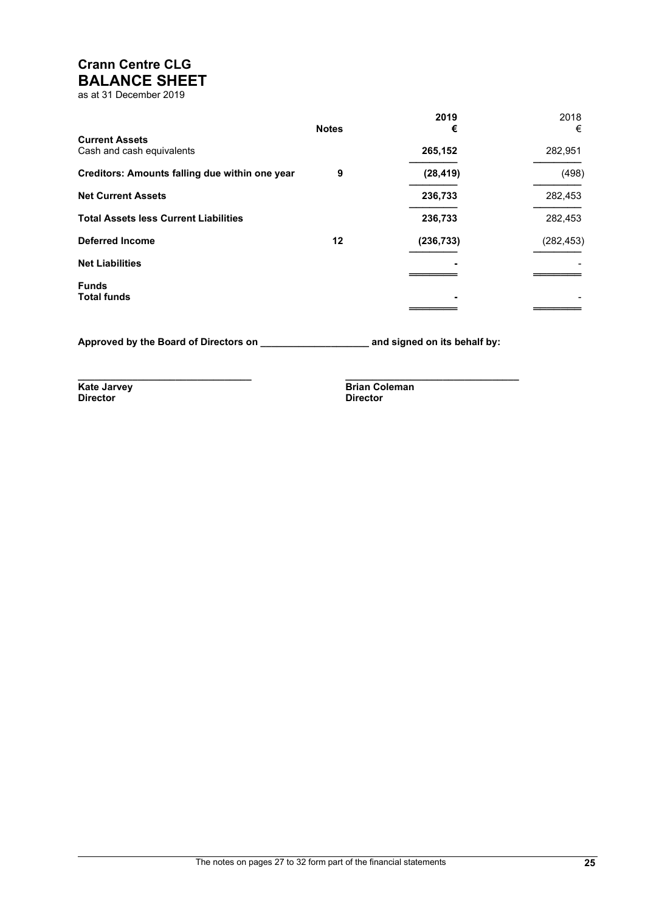# Crann Centre CLG
## BALANCE SHEET
as at 31 December 2019

| | Notes | 2019 € | 2018 € |
|---|---|---|---|
| **Current Assets** | | | |
| Cash and cash equivalents | | **265,152** | 282,951 |
| **Creditors: Amounts falling due within one year** | **9** | **(28,419)** | (498) |
| **Net Current Assets** | | **236,733** | 282,453 |
| **Total Assets less Current Liabilities** | | **236,733** | 282,453 |
| **Deferred Income** | **12** | **(236,733)** | (282,453) |
| **Net Liabilities** | | **-** | - |
| **Funds** | | | |
| **Total funds** | | **-** | - |

**Approved by the Board of Directors on ____________________ and signed on its behalf by:**

| | |
|---|---|
| ________________________________ | ________________________________ |
| **Kate Jarvey** | **Brian Coleman** |
| **Director** | **Director** |

The notes on pages 27 to 32 form part of the financial statements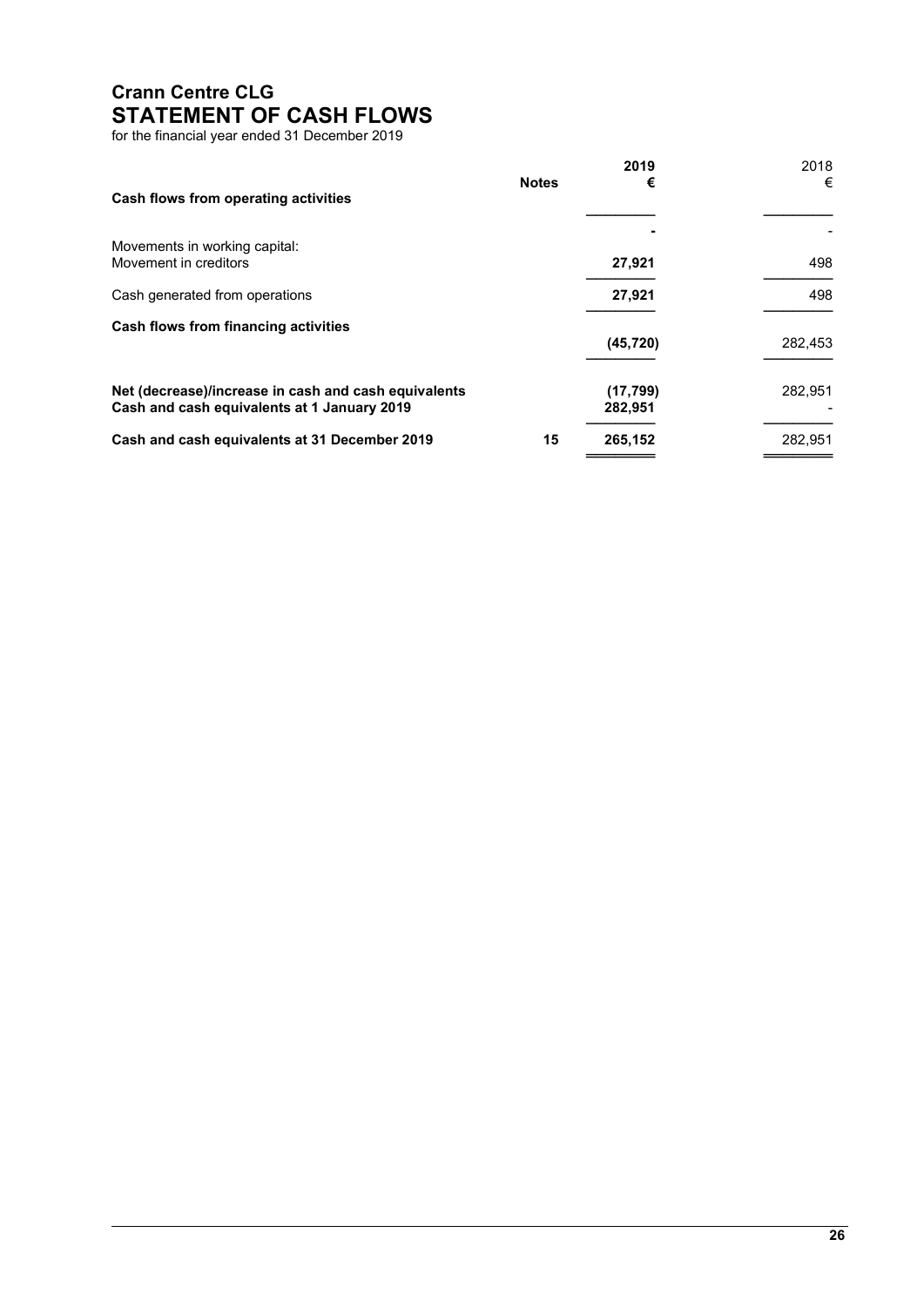# Crann Centre CLG
## STATEMENT OF CASH FLOWS

for the financial year ended 31 December 2019

| | Notes | 2019 € | 2018 € |
|---|---|---|---|
| **Cash flows from operating activities** | | | |
| | | **-** | - |
| Movements in working capital: | | | |
| Movement in creditors | | **27,921** | 498 |
| Cash generated from operations | | **27,921** | 498 |
| **Cash flows from financing activities** | | **(45,720)** | 282,453 |
| **Net (decrease)/increase in cash and cash equivalents** | | **(17,799)** | 282,951 |
| **Cash and cash equivalents at 1 January 2019** | | **282,951** | - |
| **Cash and cash equivalents at 31 December 2019** | 15 | **265,152** | 282,951 |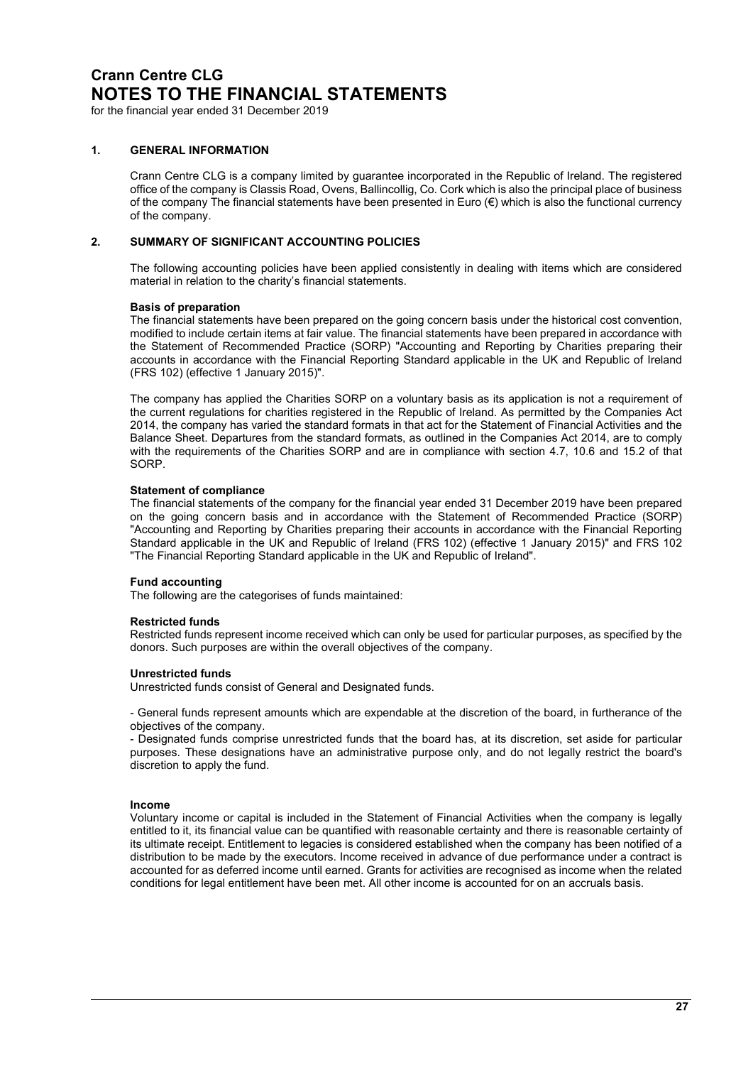# Crann Centre CLG
# NOTES TO THE FINANCIAL STATEMENTS

for the financial year ended 31 December 2019

## 1. GENERAL INFORMATION

Crann Centre CLG is a company limited by guarantee incorporated in the Republic of Ireland. The registered office of the company is Classis Road, Ovens, Ballincollig, Co. Cork which is also the principal place of business of the company The financial statements have been presented in Euro (€) which is also the functional currency of the company.

## 2. SUMMARY OF SIGNIFICANT ACCOUNTING POLICIES

The following accounting policies have been applied consistently in dealing with items which are considered material in relation to the charity's financial statements.

**Basis of preparation**

The financial statements have been prepared on the going concern basis under the historical cost convention, modified to include certain items at fair value. The financial statements have been prepared in accordance with the Statement of Recommended Practice (SORP) "Accounting and Reporting by Charities preparing their accounts in accordance with the Financial Reporting Standard applicable in the UK and Republic of Ireland (FRS 102) (effective 1 January 2015)".

The company has applied the Charities SORP on a voluntary basis as its application is not a requirement of the current regulations for charities registered in the Republic of Ireland. As permitted by the Companies Act 2014, the company has varied the standard formats in that act for the Statement of Financial Activities and the Balance Sheet. Departures from the standard formats, as outlined in the Companies Act 2014, are to comply with the requirements of the Charities SORP and are in compliance with section 4.7, 10.6 and 15.2 of that SORP.

**Statement of compliance**

The financial statements of the company for the financial year ended 31 December 2019 have been prepared on the going concern basis and in accordance with the Statement of Recommended Practice (SORP) "Accounting and Reporting by Charities preparing their accounts in accordance with the Financial Reporting Standard applicable in the UK and Republic of Ireland (FRS 102) (effective 1 January 2015)" and FRS 102 "The Financial Reporting Standard applicable in the UK and Republic of Ireland".

**Fund accounting**

The following are the categorises of funds maintained:

**Restricted funds**

Restricted funds represent income received which can only be used for particular purposes, as specified by the donors. Such purposes are within the overall objectives of the company.

**Unrestricted funds**

Unrestricted funds consist of General and Designated funds.

- General funds represent amounts which are expendable at the discretion of the board, in furtherance of the objectives of the company.
- Designated funds comprise unrestricted funds that the board has, at its discretion, set aside for particular purposes. These designations have an administrative purpose only, and do not legally restrict the board's discretion to apply the fund.

**Income**

Voluntary income or capital is included in the Statement of Financial Activities when the company is legally entitled to it, its financial value can be quantified with reasonable certainty and there is reasonable certainty of its ultimate receipt. Entitlement to legacies is considered established when the company has been notified of a distribution to be made by the executors. Income received in advance of due performance under a contract is accounted for as deferred income until earned. Grants for activities are recognised as income when the related conditions for legal entitlement have been met. All other income is accounted for on an accruals basis.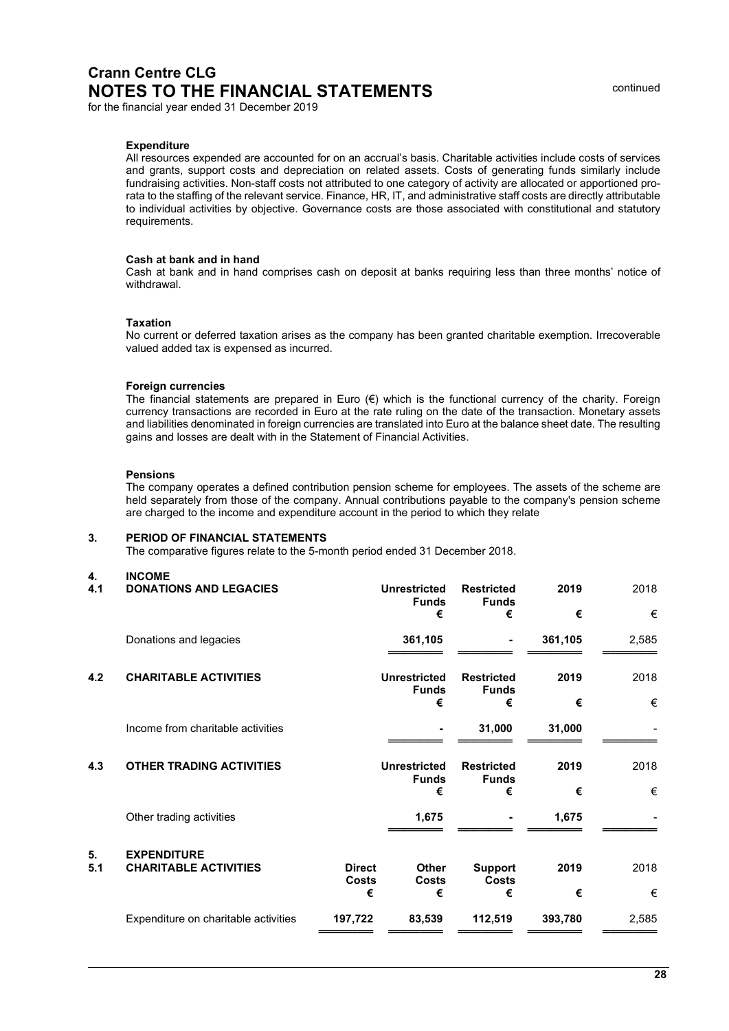# Crann Centre CLG
## NOTES TO THE FINANCIAL STATEMENTS

continued

for the financial year ended 31 December 2019

**Expenditure**

All resources expended are accounted for on an accrual's basis. Charitable activities include costs of services and grants, support costs and depreciation on related assets. Costs of generating funds similarly include fundraising activities. Non-staff costs not attributed to one category of activity are allocated or apportioned pro-rata to the staffing of the relevant service. Finance, HR, IT, and administrative staff costs are directly attributable to individual activities by objective. Governance costs are those associated with constitutional and statutory requirements.

**Cash at bank and in hand**

Cash at bank and in hand comprises cash on deposit at banks requiring less than three months' notice of withdrawal.

**Taxation**

No current or deferred taxation arises as the company has been granted charitable exemption. Irrecoverable valued added tax is expensed as incurred.

**Foreign currencies**

The financial statements are prepared in Euro (€) which is the functional currency of the charity. Foreign currency transactions are recorded in Euro at the rate ruling on the date of the transaction. Monetary assets and liabilities denominated in foreign currencies are translated into Euro at the balance sheet date. The resulting gains and losses are dealt with in the Statement of Financial Activities.

**Pensions**

The company operates a defined contribution pension scheme for employees. The assets of the scheme are held separately from those of the company. Annual contributions payable to the company's pension scheme are charged to the income and expenditure account in the period to which they relate

### 3. PERIOD OF FINANCIAL STATEMENTS

The comparative figures relate to the 5-month period ended 31 December 2018.

### 4. INCOME

#### 4.1 DONATIONS AND LEGACIES

| | Unrestricted Funds | Restricted Funds | 2019 | 2018 |
|---|---|---|---|---|
| | € | € | € | € |
| Donations and legacies | **361,105** | - | **361,105** | 2,585 |

#### 4.2 CHARITABLE ACTIVITIES

| | Unrestricted Funds | Restricted Funds | 2019 | 2018 |
|---|---|---|---|---|
| | € | € | € | € |
| Income from charitable activities | - | **31,000** | **31,000** | - |

#### 4.3 OTHER TRADING ACTIVITIES

| | Unrestricted Funds | Restricted Funds | 2019 | 2018 |
|---|---|---|---|---|
| | € | € | € | € |
| Other trading activities | **1,675** | - | **1,675** | - |

### 5. EXPENDITURE

#### 5.1 CHARITABLE ACTIVITIES

| | Direct Costs | Other Costs | Support Costs | 2019 | 2018 |
|---|---|---|---|---|---|
| | € | € | € | € | € |
| Expenditure on charitable activities | **197,722** | **83,539** | **112,519** | **393,780** | 2,585 |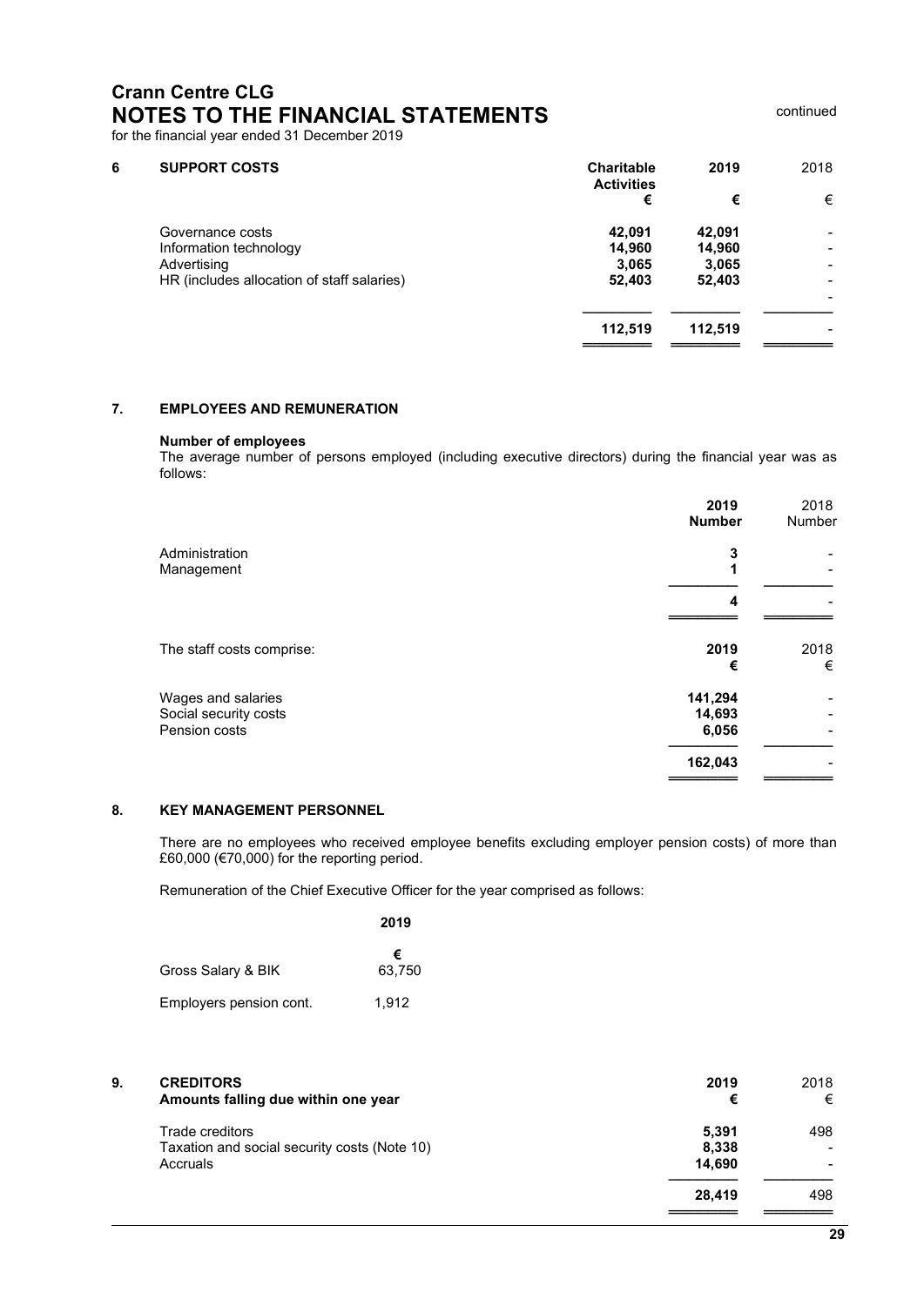# Crann Centre CLG
# NOTES TO THE FINANCIAL STATEMENTS

continued

for the financial year ended 31 December 2019

## 6 SUPPORT COSTS

| | Charitable Activities | 2019 | 2018 |
|---|---|---|---|
| | € | € | € |
| Governance costs | 42,091 | 42,091 | - |
| Information technology | 14,960 | 14,960 | - |
| Advertising | 3,065 | 3,065 | - |
| HR (includes allocation of staff salaries) | 52,403 | 52,403 | - |
| | | | - |
| | 112,519 | 112,519 | - |

## 7. EMPLOYEES AND REMUNERATION

**Number of employees**

The average number of persons employed (including executive directors) during the financial year was as follows:

| | 2019 Number | 2018 Number |
|---|---|---|
| Administration | 3 | - |
| Management | 1 | - |
| | 4 | - |

| The staff costs comprise: | 2019 € | 2018 € |
|---|---|---|
| Wages and salaries | 141,294 | - |
| Social security costs | 14,693 | - |
| Pension costs | 6,056 | - |
| | 162,043 | - |

## 8. KEY MANAGEMENT PERSONNEL

There are no employees who received employee benefits excluding employer pension costs) of more than £60,000 (€70,000) for the reporting period.

Remuneration of the Chief Executive Officer for the year comprised as follows:

| | 2019 |
|---|---|
| | € |
| Gross Salary & BIK | 63,750 |
| Employers pension cont. | 1,912 |

## 9. CREDITORS

| Amounts falling due within one year | 2019 € | 2018 € |
|---|---|---|
| Trade creditors | 5,391 | 498 |
| Taxation and social security costs (Note 10) | 8,338 | - |
| Accruals | 14,690 | - |
| | 28,419 | 498 |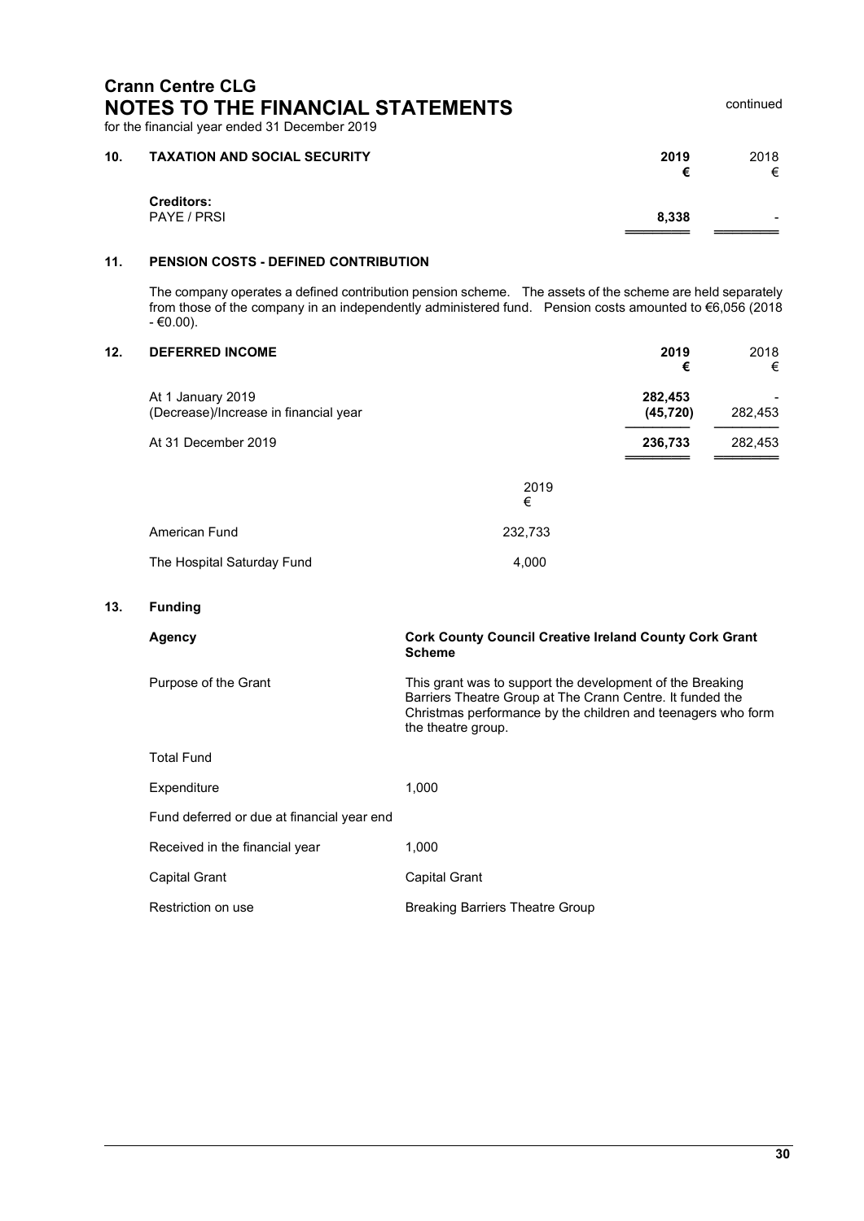**Crann Centre CLG**
# NOTES TO THE FINANCIAL STATEMENTS

continued

for the financial year ended 31 December 2019

## 10. TAXATION AND SOCIAL SECURITY

| | 2019 € | 2018 € |
|---|---|---|
| **Creditors:** | | |
| PAYE / PRSI | **8,338** | - |

## 11. PENSION COSTS - DEFINED CONTRIBUTION

The company operates a defined contribution pension scheme. The assets of the scheme are held separately from those of the company in an independently administered fund. Pension costs amounted to €6,056 (2018 - €0.00).

## 12. DEFERRED INCOME

| | 2019 € | 2018 € |
|---|---|---|
| At 1 January 2019 | **282,453** | - |
| (Decrease)/Increase in financial year | **(45,720)** | 282,453 |
| At 31 December 2019 | **236,733** | 282,453 |

| | 2019 € |
|---|---|
| American Fund | 232,733 |
| The Hospital Saturday Fund | 4,000 |

## 13. Funding

| | |
|---|---|
| **Agency** | **Cork County Council Creative Ireland County Cork Grant Scheme** |
| Purpose of the Grant | This grant was to support the development of the Breaking Barriers Theatre Group at The Crann Centre. It funded the Christmas performance by the children and teenagers who form the theatre group. |
| Total Fund | |
| Expenditure | 1,000 |
| Fund deferred or due at financial year end | |
| Received in the financial year | 1,000 |
| Capital Grant | Capital Grant |
| Restriction on use | Breaking Barriers Theatre Group |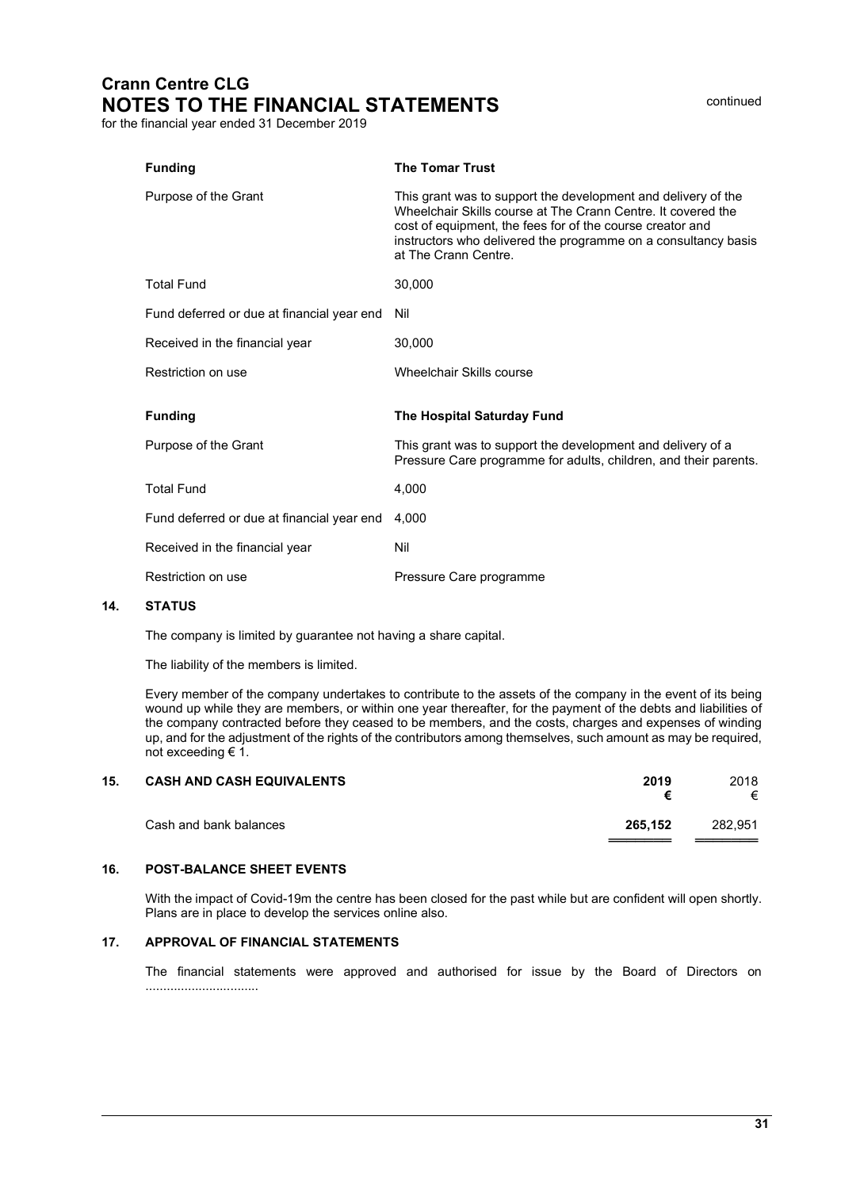# Crann Centre CLG
## NOTES TO THE FINANCIAL STATEMENTS

continued

for the financial year ended 31 December 2019

| **Funding** | **The Tomar Trust** |
|---|---|
| Purpose of the Grant | This grant was to support the development and delivery of the Wheelchair Skills course at The Crann Centre. It covered the cost of equipment, the fees for of the course creator and instructors who delivered the programme on a consultancy basis at The Crann Centre. |
| Total Fund | 30,000 |
| Fund deferred or due at financial year end | Nil |
| Received in the financial year | 30,000 |
| Restriction on use | Wheelchair Skills course |

| **Funding** | **The Hospital Saturday Fund** |
|---|---|
| Purpose of the Grant | This grant was to support the development and delivery of a Pressure Care programme for adults, children, and their parents. |
| Total Fund | 4,000 |
| Fund deferred or due at financial year end | 4,000 |
| Received in the financial year | Nil |
| Restriction on use | Pressure Care programme |

### 14. STATUS

The company is limited by guarantee not having a share capital.

The liability of the members is limited.

Every member of the company undertakes to contribute to the assets of the company in the event of its being wound up while they are members, or within one year thereafter, for the payment of the debts and liabilities of the company contracted before they ceased to be members, and the costs, charges and expenses of winding up, and for the adjustment of the rights of the contributors among themselves, such amount as may be required, not exceeding € 1.

### 15. CASH AND CASH EQUIVALENTS

| | **2019** | 2018 |
|---|---|---|
| | **€** | € |
| Cash and bank balances | **265,152** | 282,951 |

### 16. POST-BALANCE SHEET EVENTS

With the impact of Covid-19m the centre has been closed for the past while but are confident will open shortly. Plans are in place to develop the services online also.

### 17. APPROVAL OF FINANCIAL STATEMENTS

The financial statements were approved and authorised for issue by the Board of Directors on ...............................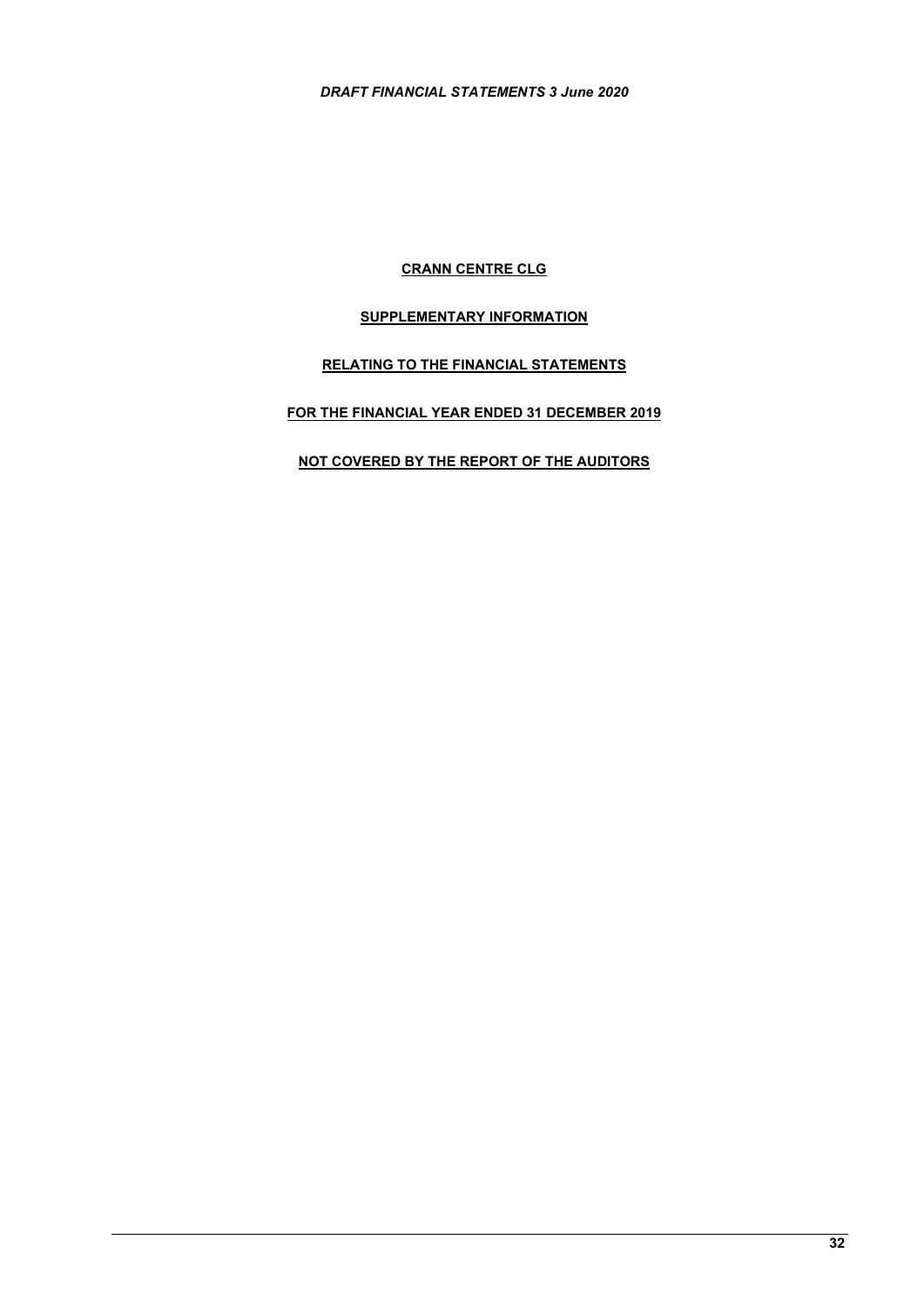**CRANN CENTRE CLG**

**SUPPLEMENTARY INFORMATION**

**RELATING TO THE FINANCIAL STATEMENTS**

**FOR THE FINANCIAL YEAR ENDED 31 DECEMBER 2019**

**NOT COVERED BY THE REPORT OF THE AUDITORS**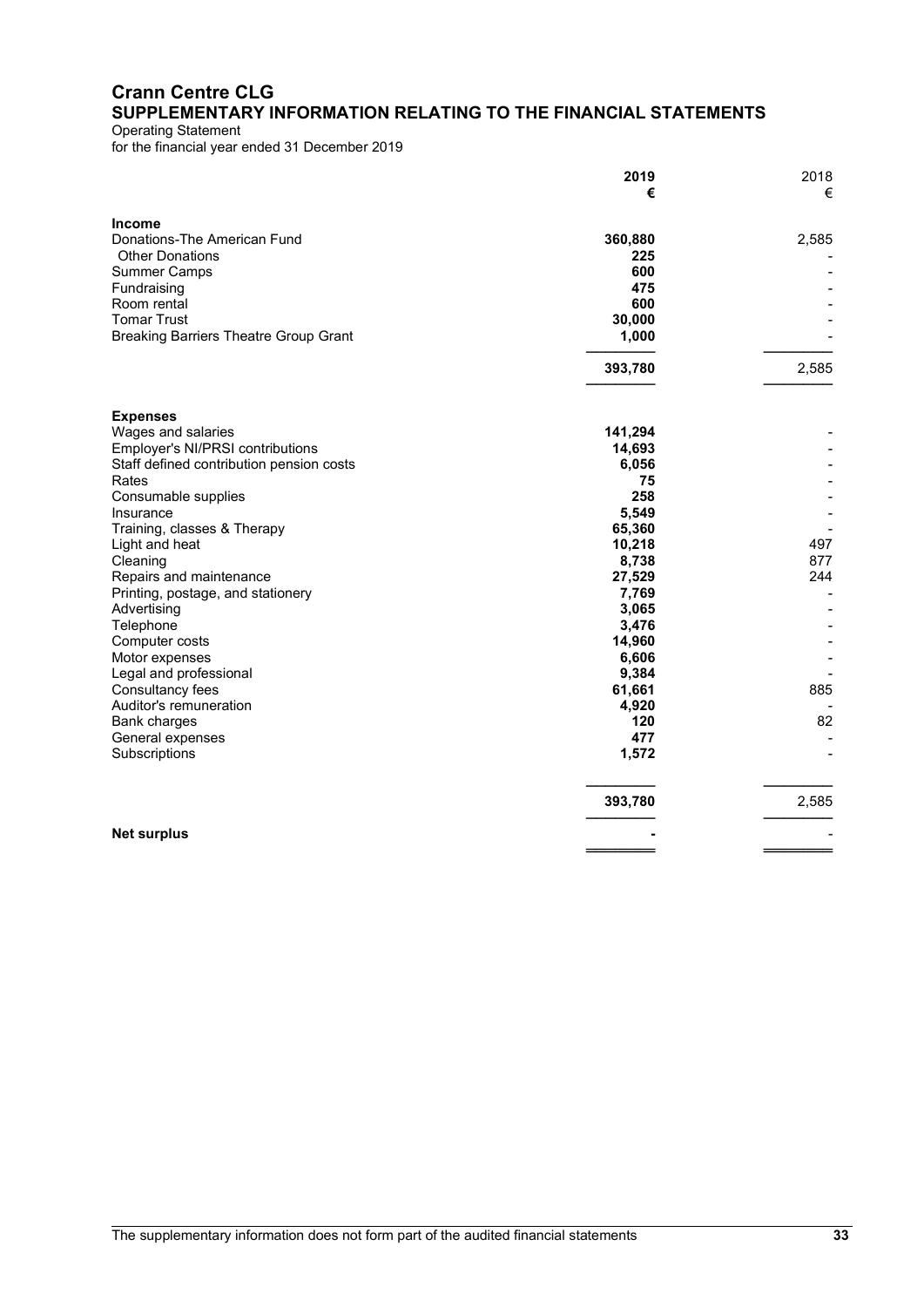# Crann Centre CLG

## SUPPLEMENTARY INFORMATION RELATING TO THE FINANCIAL STATEMENTS

Operating Statement

for the financial year ended 31 December 2019

| | 2019 € | 2018 € |
|---|---|---|
| **Income** | | |
| Donations-The American Fund | **360,880** | 2,585 |
| Other Donations | **225** | - |
| Summer Camps | **600** | - |
| Fundraising | **475** | - |
| Room rental | **600** | - |
| Tomar Trust | **30,000** | - |
| Breaking Barriers Theatre Group Grant | **1,000** | - |
| | **393,780** | 2,585 |
| **Expenses** | | |
| Wages and salaries | **141,294** | - |
| Employer's NI/PRSI contributions | **14,693** | - |
| Staff defined contribution pension costs | **6,056** | - |
| Rates | **75** | - |
| Consumable supplies | **258** | - |
| Insurance | **5,549** | - |
| Training, classes & Therapy | **65,360** | - |
| Light and heat | **10,218** | 497 |
| Cleaning | **8,738** | 877 |
| Repairs and maintenance | **27,529** | 244 |
| Printing, postage, and stationery | **7,769** | - |
| Advertising | **3,065** | - |
| Telephone | **3,476** | - |
| Computer costs | **14,960** | - |
| Motor expenses | **6,606** | - |
| Legal and professional | **9,384** | - |
| Consultancy fees | **61,661** | 885 |
| Auditor's remuneration | **4,920** | - |
| Bank charges | **120** | 82 |
| General expenses | **477** | - |
| Subscriptions | **1,572** | - |
| | **393,780** | 2,585 |
| **Net surplus** | **-** | - |

The supplementary information does not form part of the audited financial statements